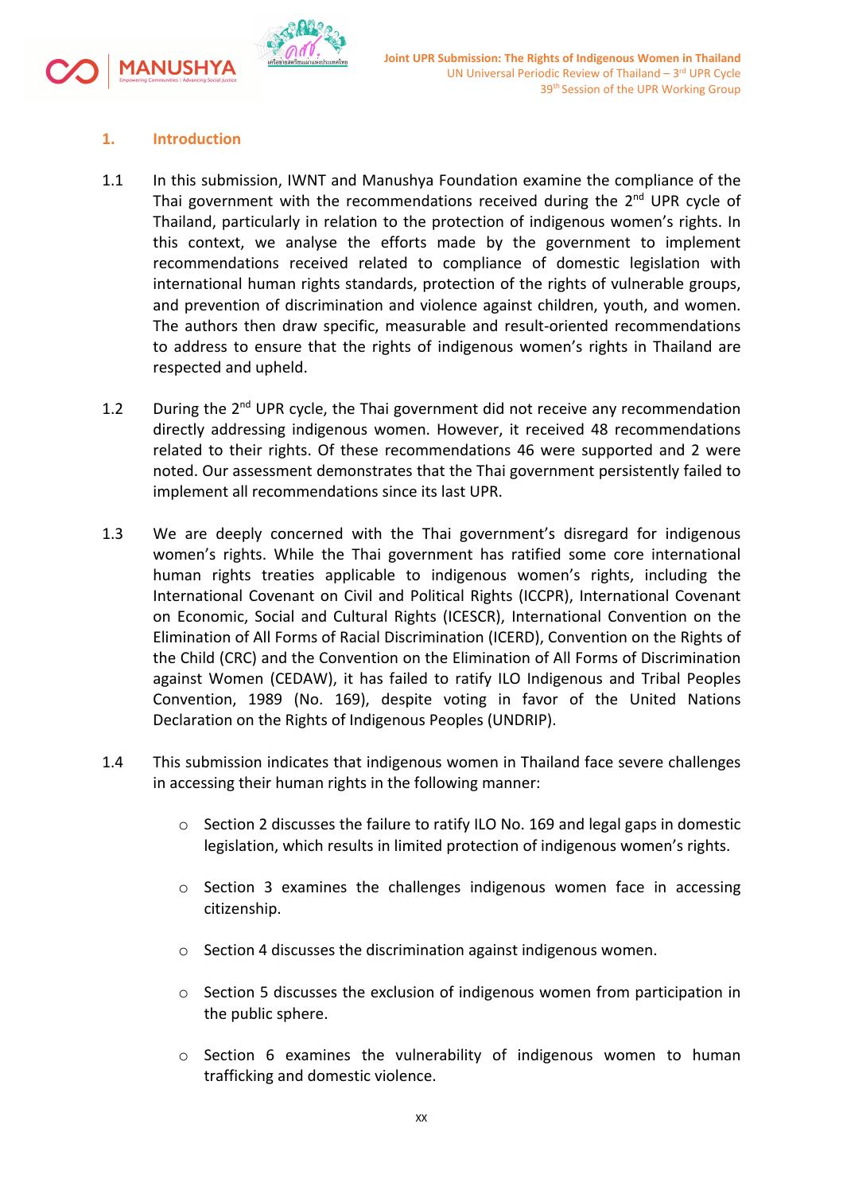## 1. Introduction

1.1 In this submission, IWNT and Manushya Foundation examine the compliance of the Thai government with the recommendations received during the 2nd UPR cycle of Thailand, particularly in relation to the protection of indigenous women's rights. In this context, we analyse the efforts made by the government to implement recommendations received related to compliance of domestic legislation with international human rights standards, protection of the rights of vulnerable groups, and prevention of discrimination and violence against children, youth, and women. The authors then draw specific, measurable and result-oriented recommendations to address to ensure that the rights of indigenous women's rights in Thailand are respected and upheld.

1.2 During the 2nd UPR cycle, the Thai government did not receive any recommendation directly addressing indigenous women. However, it received 48 recommendations related to their rights. Of these recommendations 46 were supported and 2 were noted. Our assessment demonstrates that the Thai government persistently failed to implement all recommendations since its last UPR.

1.3 We are deeply concerned with the Thai government's disregard for indigenous women's rights. While the Thai government has ratified some core international human rights treaties applicable to indigenous women's rights, including the International Covenant on Civil and Political Rights (ICCPR), International Covenant on Economic, Social and Cultural Rights (ICESCR), International Convention on the Elimination of All Forms of Racial Discrimination (ICERD), Convention on the Rights of the Child (CRC) and the Convention on the Elimination of All Forms of Discrimination against Women (CEDAW), it has failed to ratify ILO Indigenous and Tribal Peoples Convention, 1989 (No. 169), despite voting in favor of the United Nations Declaration on the Rights of Indigenous Peoples (UNDRIP).

1.4 This submission indicates that indigenous women in Thailand face severe challenges in accessing their human rights in the following manner:

- Section 2 discusses the failure to ratify ILO No. 169 and legal gaps in domestic legislation, which results in limited protection of indigenous women's rights.
- Section 3 examines the challenges indigenous women face in accessing citizenship.
- Section 4 discusses the discrimination against indigenous women.
- Section 5 discusses the exclusion of indigenous women from participation in the public sphere.
- Section 6 examines the vulnerability of indigenous women to human trafficking and domestic violence.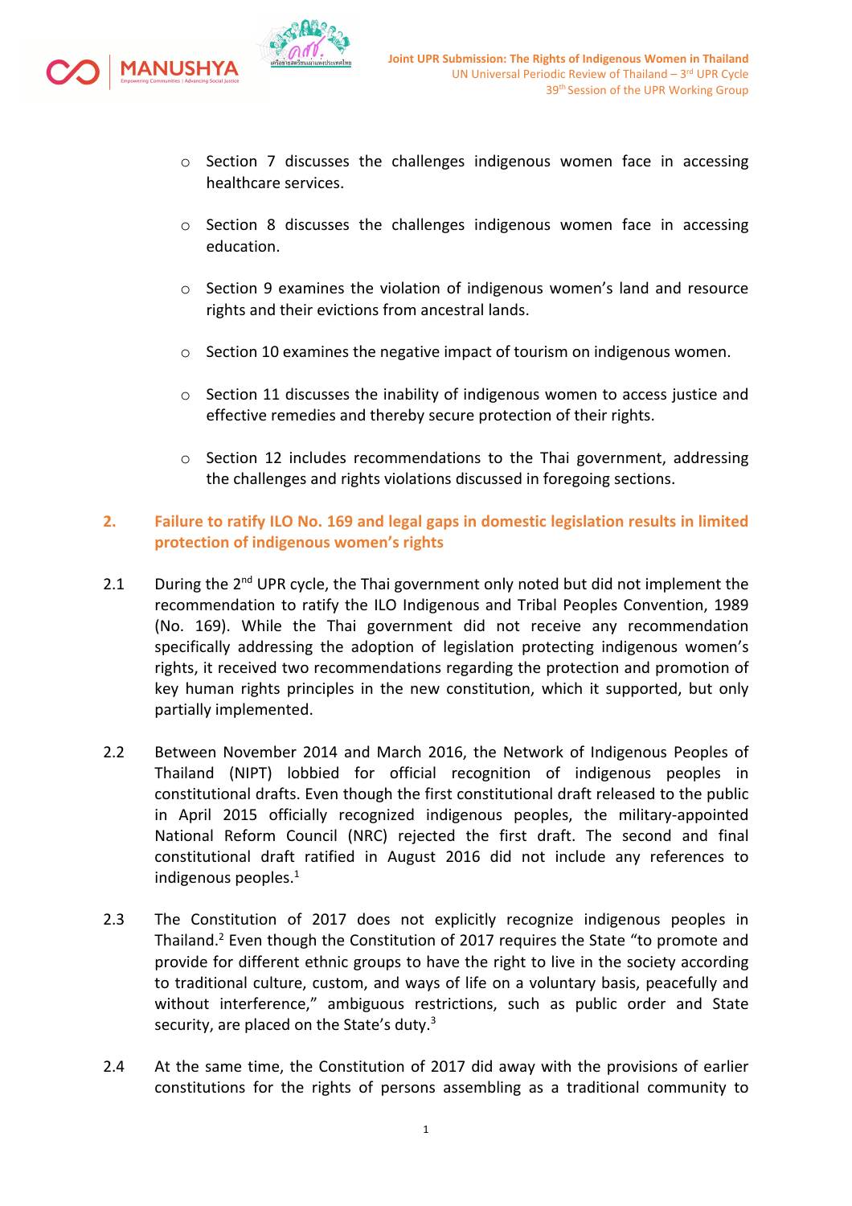- Section 7 discusses the challenges indigenous women face in accessing healthcare services.
- Section 8 discusses the challenges indigenous women face in accessing education.
- Section 9 examines the violation of indigenous women's land and resource rights and their evictions from ancestral lands.
- Section 10 examines the negative impact of tourism on indigenous women.
- Section 11 discusses the inability of indigenous women to access justice and effective remedies and thereby secure protection of their rights.
- Section 12 includes recommendations to the Thai government, addressing the challenges and rights violations discussed in foregoing sections.

## 2. Failure to ratify ILO No. 169 and legal gaps in domestic legislation results in limited protection of indigenous women's rights

2.1 During the 2nd UPR cycle, the Thai government only noted but did not implement the recommendation to ratify the ILO Indigenous and Tribal Peoples Convention, 1989 (No. 169). While the Thai government did not receive any recommendation specifically addressing the adoption of legislation protecting indigenous women's rights, it received two recommendations regarding the protection and promotion of key human rights principles in the new constitution, which it supported, but only partially implemented.

2.2 Between November 2014 and March 2016, the Network of Indigenous Peoples of Thailand (NIPT) lobbied for official recognition of indigenous peoples in constitutional drafts. Even though the first constitutional draft released to the public in April 2015 officially recognized indigenous peoples, the military-appointed National Reform Council (NRC) rejected the first draft. The second and final constitutional draft ratified in August 2016 did not include any references to indigenous peoples.[1]

2.3 The Constitution of 2017 does not explicitly recognize indigenous peoples in Thailand.[2] Even though the Constitution of 2017 requires the State "to promote and provide for different ethnic groups to have the right to live in the society according to traditional culture, custom, and ways of life on a voluntary basis, peacefully and without interference," ambiguous restrictions, such as public order and State security, are placed on the State's duty.[3]

2.4 At the same time, the Constitution of 2017 did away with the provisions of earlier constitutions for the rights of persons assembling as a traditional community to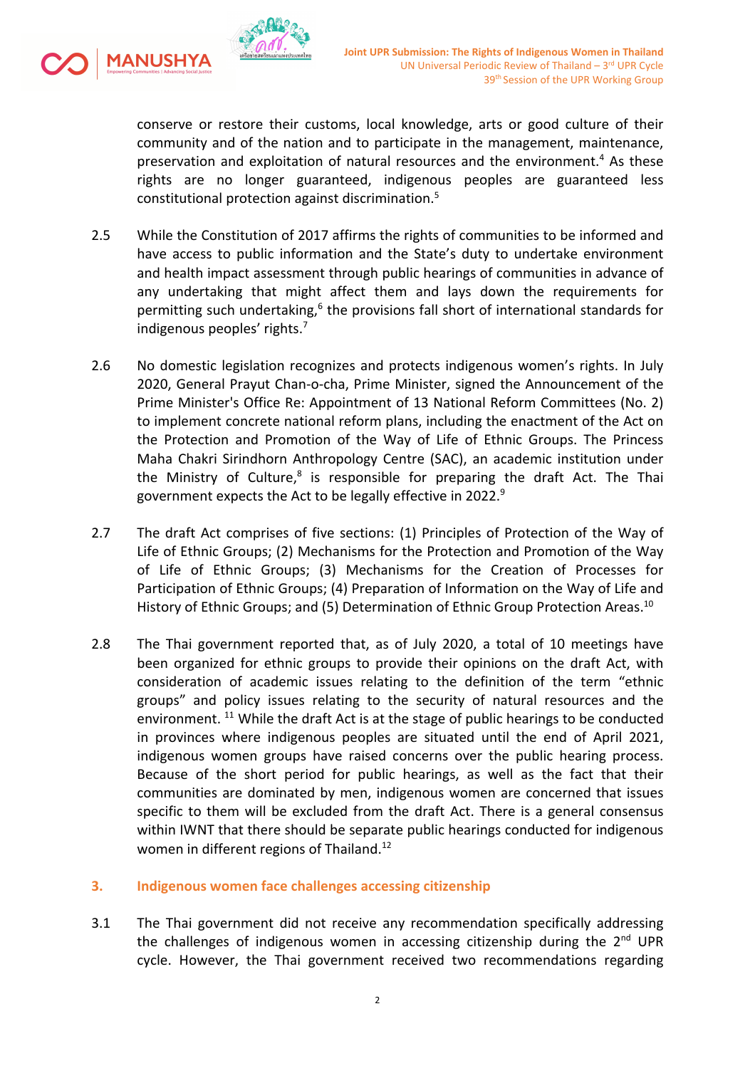conserve or restore their customs, local knowledge, arts or good culture of their community and of the nation and to participate in the management, maintenance, preservation and exploitation of natural resources and the environment.[4] As these rights are no longer guaranteed, indigenous peoples are guaranteed less constitutional protection against discrimination.[5]

2.5 While the Constitution of 2017 affirms the rights of communities to be informed and have access to public information and the State's duty to undertake environment and health impact assessment through public hearings of communities in advance of any undertaking that might affect them and lays down the requirements for permitting such undertaking,[6] the provisions fall short of international standards for indigenous peoples' rights.[7]

2.6 No domestic legislation recognizes and protects indigenous women's rights. In July 2020, General Prayut Chan-o-cha, Prime Minister, signed the Announcement of the Prime Minister's Office Re: Appointment of 13 National Reform Committees (No. 2) to implement concrete national reform plans, including the enactment of the Act on the Protection and Promotion of the Way of Life of Ethnic Groups. The Princess Maha Chakri Sirindhorn Anthropology Centre (SAC), an academic institution under the Ministry of Culture,[8] is responsible for preparing the draft Act. The Thai government expects the Act to be legally effective in 2022.[9]

2.7 The draft Act comprises of five sections: (1) Principles of Protection of the Way of Life of Ethnic Groups; (2) Mechanisms for the Protection and Promotion of the Way of Life of Ethnic Groups; (3) Mechanisms for the Creation of Processes for Participation of Ethnic Groups; (4) Preparation of Information on the Way of Life and History of Ethnic Groups; and (5) Determination of Ethnic Group Protection Areas.[10]

2.8 The Thai government reported that, as of July 2020, a total of 10 meetings have been organized for ethnic groups to provide their opinions on the draft Act, with consideration of academic issues relating to the definition of the term "ethnic groups" and policy issues relating to the security of natural resources and the environment.[11] While the draft Act is at the stage of public hearings to be conducted in provinces where indigenous peoples are situated until the end of April 2021, indigenous women groups have raised concerns over the public hearing process. Because of the short period for public hearings, as well as the fact that their communities are dominated by men, indigenous women are concerned that issues specific to them will be excluded from the draft Act. There is a general consensus within IWNT that there should be separate public hearings conducted for indigenous women in different regions of Thailand.[12]

## 3. Indigenous women face challenges accessing citizenship

3.1 The Thai government did not receive any recommendation specifically addressing the challenges of indigenous women in accessing citizenship during the 2nd UPR cycle. However, the Thai government received two recommendations regarding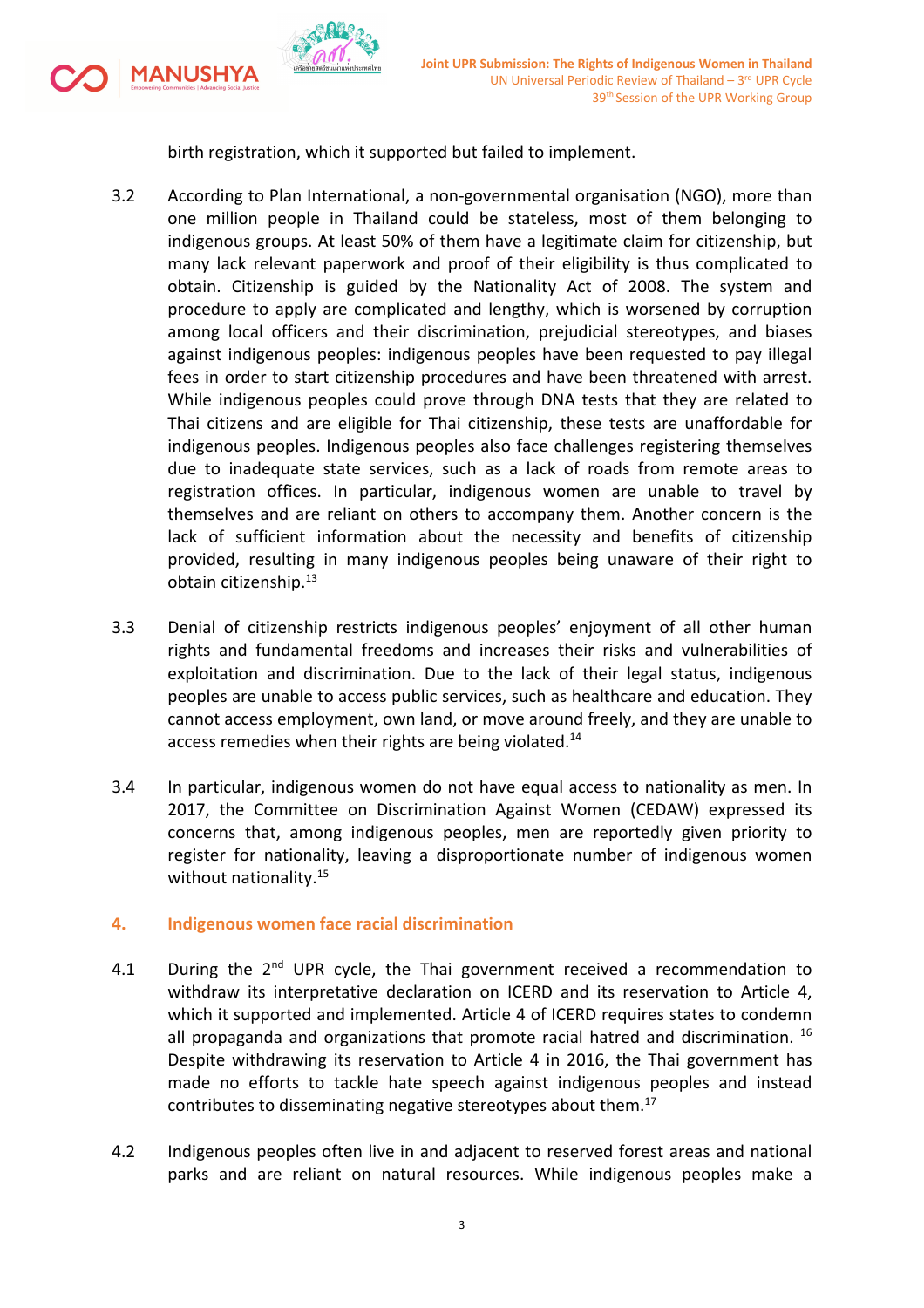birth registration, which it supported but failed to implement.

3.2 According to Plan International, a non-governmental organisation (NGO), more than one million people in Thailand could be stateless, most of them belonging to indigenous groups. At least 50% of them have a legitimate claim for citizenship, but many lack relevant paperwork and proof of their eligibility is thus complicated to obtain. Citizenship is guided by the Nationality Act of 2008. The system and procedure to apply are complicated and lengthy, which is worsened by corruption among local officers and their discrimination, prejudicial stereotypes, and biases against indigenous peoples: indigenous peoples have been requested to pay illegal fees in order to start citizenship procedures and have been threatened with arrest. While indigenous peoples could prove through DNA tests that they are related to Thai citizens and are eligible for Thai citizenship, these tests are unaffordable for indigenous peoples. Indigenous peoples also face challenges registering themselves due to inadequate state services, such as a lack of roads from remote areas to registration offices. In particular, indigenous women are unable to travel by themselves and are reliant on others to accompany them. Another concern is the lack of sufficient information about the necessity and benefits of citizenship provided, resulting in many indigenous peoples being unaware of their right to obtain citizenship.[13]

3.3 Denial of citizenship restricts indigenous peoples' enjoyment of all other human rights and fundamental freedoms and increases their risks and vulnerabilities of exploitation and discrimination. Due to the lack of their legal status, indigenous peoples are unable to access public services, such as healthcare and education. They cannot access employment, own land, or move around freely, and they are unable to access remedies when their rights are being violated.[14]

3.4 In particular, indigenous women do not have equal access to nationality as men. In 2017, the Committee on Discrimination Against Women (CEDAW) expressed its concerns that, among indigenous peoples, men are reportedly given priority to register for nationality, leaving a disproportionate number of indigenous women without nationality.[15]

## 4. Indigenous women face racial discrimination

4.1 During the 2nd UPR cycle, the Thai government received a recommendation to withdraw its interpretative declaration on ICERD and its reservation to Article 4, which it supported and implemented. Article 4 of ICERD requires states to condemn all propaganda and organizations that promote racial hatred and discrimination.[16] Despite withdrawing its reservation to Article 4 in 2016, the Thai government has made no efforts to tackle hate speech against indigenous peoples and instead contributes to disseminating negative stereotypes about them.[17]

4.2 Indigenous peoples often live in and adjacent to reserved forest areas and national parks and are reliant on natural resources. While indigenous peoples make a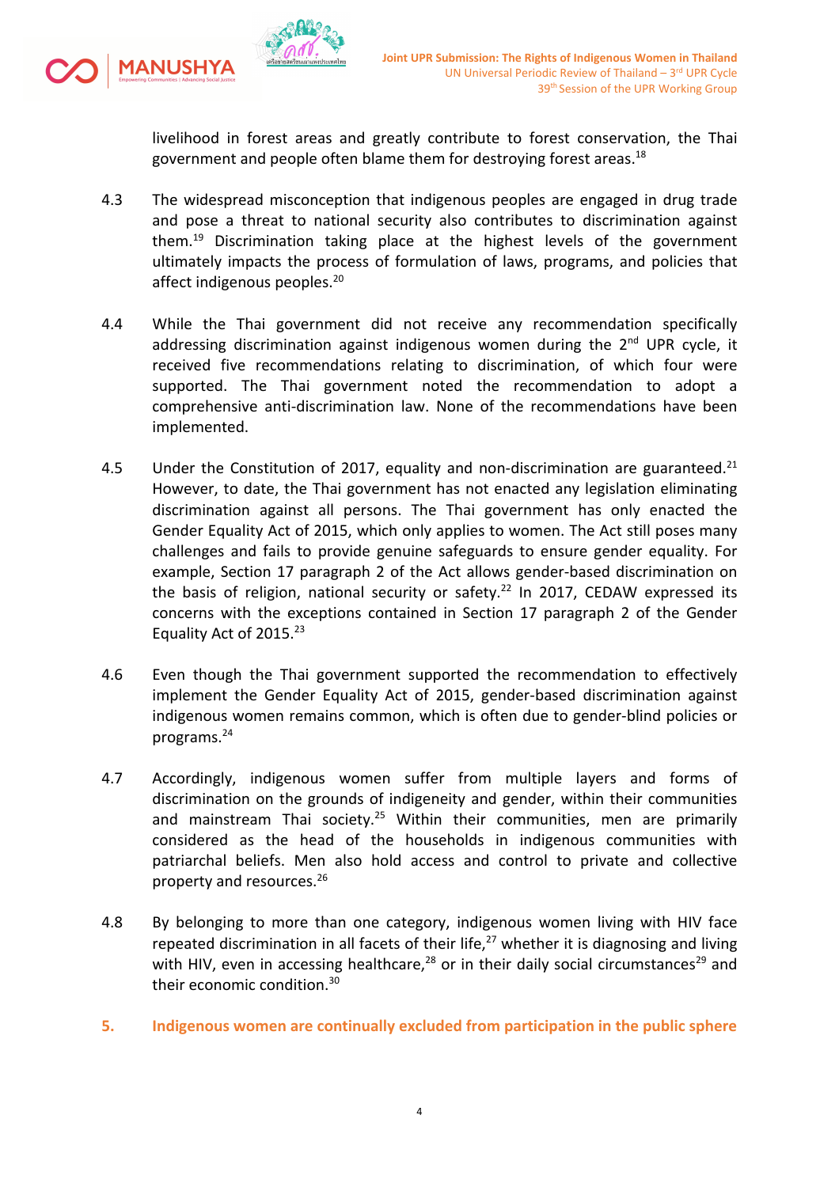livelihood in forest areas and greatly contribute to forest conservation, the Thai government and people often blame them for destroying forest areas.[18]

4.3 The widespread misconception that indigenous peoples are engaged in drug trade and pose a threat to national security also contributes to discrimination against them.[19] Discrimination taking place at the highest levels of the government ultimately impacts the process of formulation of laws, programs, and policies that affect indigenous peoples.[20]

4.4 While the Thai government did not receive any recommendation specifically addressing discrimination against indigenous women during the 2nd UPR cycle, it received five recommendations relating to discrimination, of which four were supported. The Thai government noted the recommendation to adopt a comprehensive anti-discrimination law. None of the recommendations have been implemented.

4.5 Under the Constitution of 2017, equality and non-discrimination are guaranteed.[21] However, to date, the Thai government has not enacted any legislation eliminating discrimination against all persons. The Thai government has only enacted the Gender Equality Act of 2015, which only applies to women. The Act still poses many challenges and fails to provide genuine safeguards to ensure gender equality. For example, Section 17 paragraph 2 of the Act allows gender-based discrimination on the basis of religion, national security or safety.[22] In 2017, CEDAW expressed its concerns with the exceptions contained in Section 17 paragraph 2 of the Gender Equality Act of 2015.[23]

4.6 Even though the Thai government supported the recommendation to effectively implement the Gender Equality Act of 2015, gender-based discrimination against indigenous women remains common, which is often due to gender-blind policies or programs.[24]

4.7 Accordingly, indigenous women suffer from multiple layers and forms of discrimination on the grounds of indigeneity and gender, within their communities and mainstream Thai society.[25] Within their communities, men are primarily considered as the head of the households in indigenous communities with patriarchal beliefs. Men also hold access and control to private and collective property and resources.[26]

4.8 By belonging to more than one category, indigenous women living with HIV face repeated discrimination in all facets of their life,[27] whether it is diagnosing and living with HIV, even in accessing healthcare,[28] or in their daily social circumstances[29] and their economic condition.[30]

## 5. Indigenous women are continually excluded from participation in the public sphere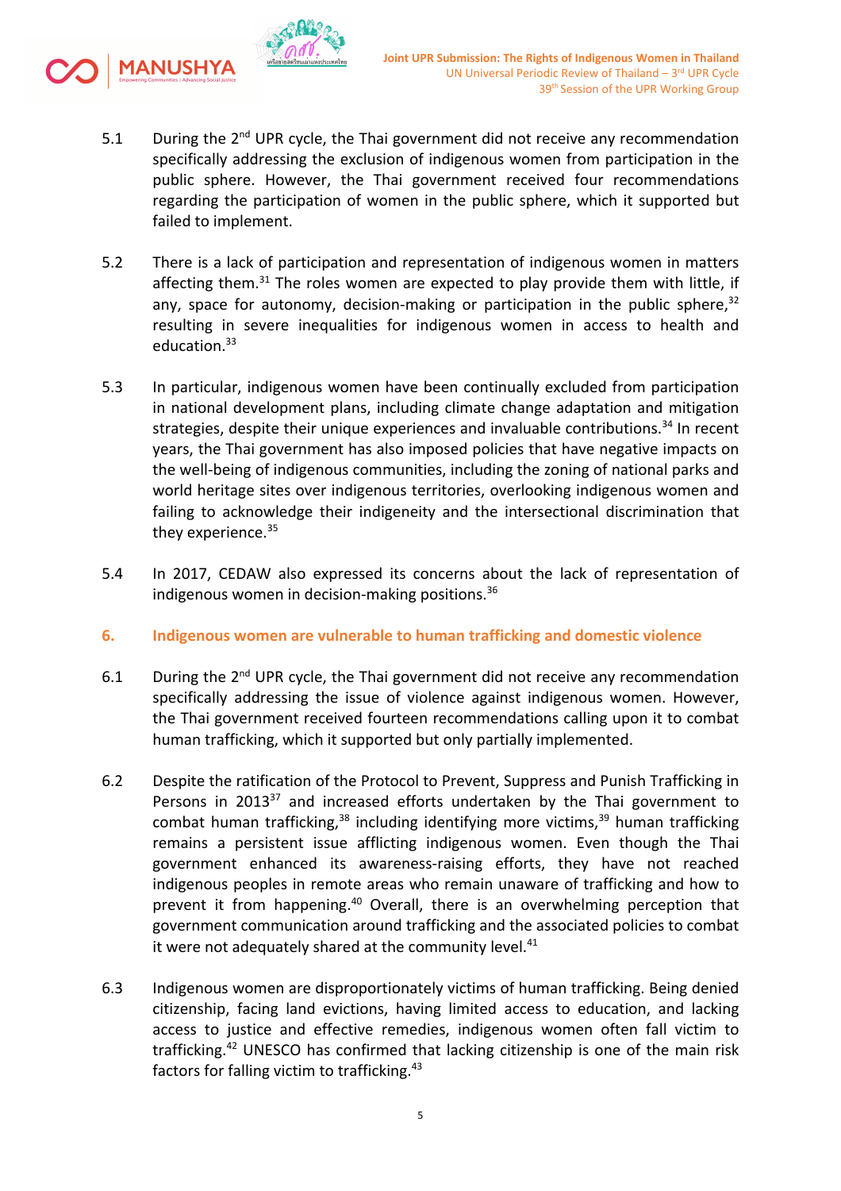5.1 During the 2nd UPR cycle, the Thai government did not receive any recommendation specifically addressing the exclusion of indigenous women from participation in the public sphere. However, the Thai government received four recommendations regarding the participation of women in the public sphere, which it supported but failed to implement.

5.2 There is a lack of participation and representation of indigenous women in matters affecting them.[31] The roles women are expected to play provide them with little, if any, space for autonomy, decision-making or participation in the public sphere,[32] resulting in severe inequalities for indigenous women in access to health and education.[33]

5.3 In particular, indigenous women have been continually excluded from participation in national development plans, including climate change adaptation and mitigation strategies, despite their unique experiences and invaluable contributions.[34] In recent years, the Thai government has also imposed policies that have negative impacts on the well-being of indigenous communities, including the zoning of national parks and world heritage sites over indigenous territories, overlooking indigenous women and failing to acknowledge their indigeneity and the intersectional discrimination that they experience.[35]

5.4 In 2017, CEDAW also expressed its concerns about the lack of representation of indigenous women in decision-making positions.[36]

## 6. Indigenous women are vulnerable to human trafficking and domestic violence

6.1 During the 2nd UPR cycle, the Thai government did not receive any recommendation specifically addressing the issue of violence against indigenous women. However, the Thai government received fourteen recommendations calling upon it to combat human trafficking, which it supported but only partially implemented.

6.2 Despite the ratification of the Protocol to Prevent, Suppress and Punish Trafficking in Persons in 2013[37] and increased efforts undertaken by the Thai government to combat human trafficking,[38] including identifying more victims,[39] human trafficking remains a persistent issue afflicting indigenous women. Even though the Thai government enhanced its awareness-raising efforts, they have not reached indigenous peoples in remote areas who remain unaware of trafficking and how to prevent it from happening.[40] Overall, there is an overwhelming perception that government communication around trafficking and the associated policies to combat it were not adequately shared at the community level.[41]

6.3 Indigenous women are disproportionately victims of human trafficking. Being denied citizenship, facing land evictions, having limited access to education, and lacking access to justice and effective remedies, indigenous women often fall victim to trafficking.[42] UNESCO has confirmed that lacking citizenship is one of the main risk factors for falling victim to trafficking.[43]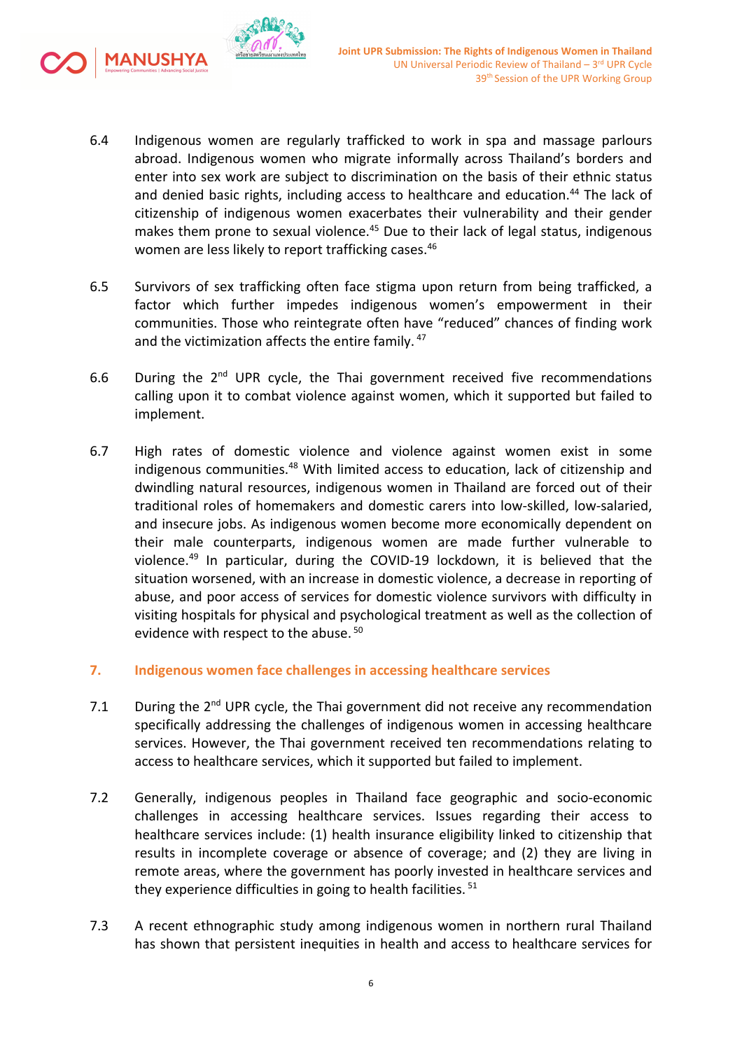6.4 Indigenous women are regularly trafficked to work in spa and massage parlours abroad. Indigenous women who migrate informally across Thailand's borders and enter into sex work are subject to discrimination on the basis of their ethnic status and denied basic rights, including access to healthcare and education.[44] The lack of citizenship of indigenous women exacerbates their vulnerability and their gender makes them prone to sexual violence.[45] Due to their lack of legal status, indigenous women are less likely to report trafficking cases.[46]

6.5 Survivors of sex trafficking often face stigma upon return from being trafficked, a factor which further impedes indigenous women's empowerment in their communities. Those who reintegrate often have "reduced" chances of finding work and the victimization affects the entire family.[47]

6.6 During the 2nd UPR cycle, the Thai government received five recommendations calling upon it to combat violence against women, which it supported but failed to implement.

6.7 High rates of domestic violence and violence against women exist in some indigenous communities.[48] With limited access to education, lack of citizenship and dwindling natural resources, indigenous women in Thailand are forced out of their traditional roles of homemakers and domestic carers into low-skilled, low-salaried, and insecure jobs. As indigenous women become more economically dependent on their male counterparts, indigenous women are made further vulnerable to violence.[49] In particular, during the COVID-19 lockdown, it is believed that the situation worsened, with an increase in domestic violence, a decrease in reporting of abuse, and poor access of services for domestic violence survivors with difficulty in visiting hospitals for physical and psychological treatment as well as the collection of evidence with respect to the abuse.[50]

## 7. Indigenous women face challenges in accessing healthcare services

7.1 During the 2nd UPR cycle, the Thai government did not receive any recommendation specifically addressing the challenges of indigenous women in accessing healthcare services. However, the Thai government received ten recommendations relating to access to healthcare services, which it supported but failed to implement.

7.2 Generally, indigenous peoples in Thailand face geographic and socio-economic challenges in accessing healthcare services. Issues regarding their access to healthcare services include: (1) health insurance eligibility linked to citizenship that results in incomplete coverage or absence of coverage; and (2) they are living in remote areas, where the government has poorly invested in healthcare services and they experience difficulties in going to health facilities.[51]

7.3 A recent ethnographic study among indigenous women in northern rural Thailand has shown that persistent inequities in health and access to healthcare services for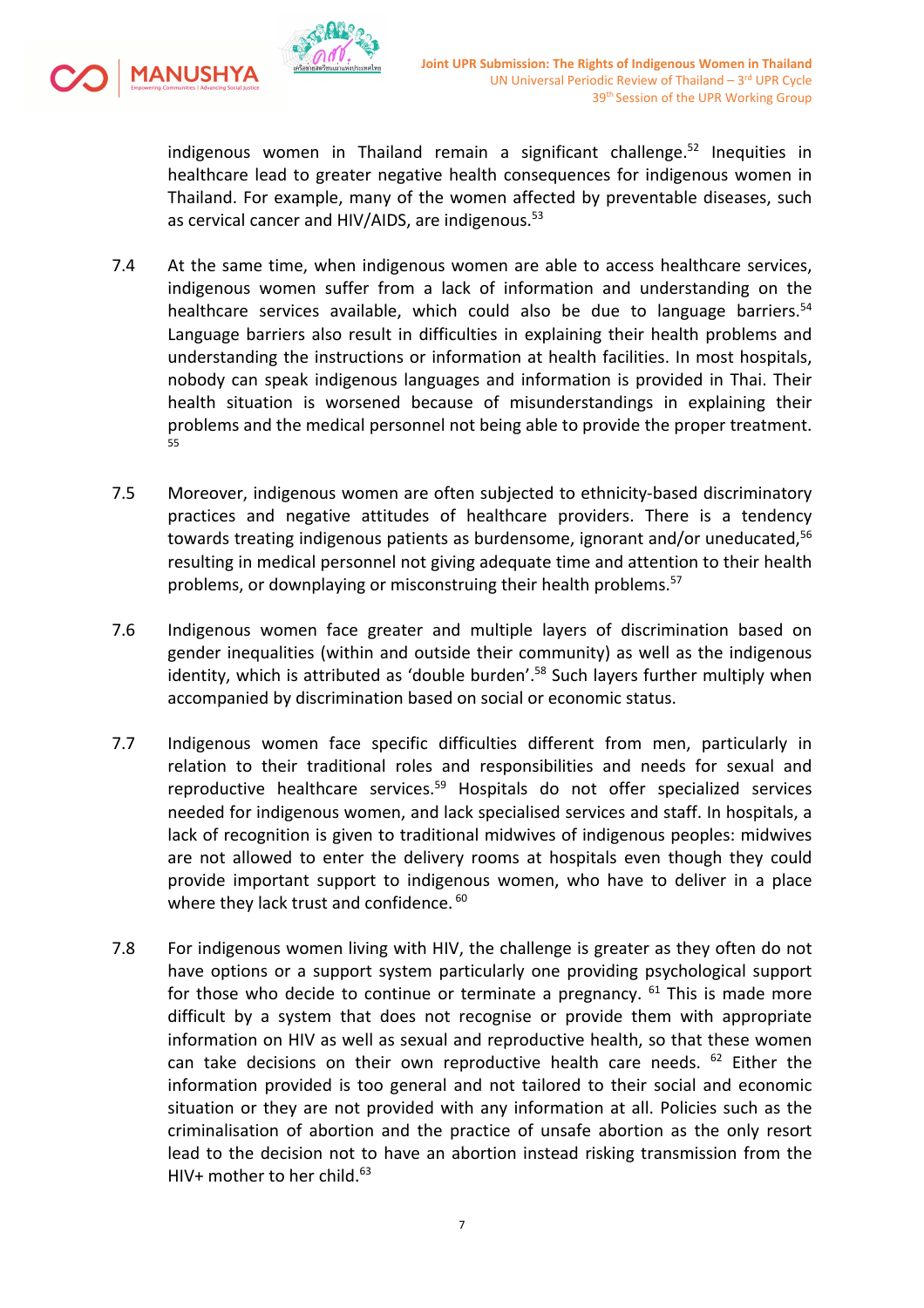indigenous women in Thailand remain a significant challenge.[52] Inequities in healthcare lead to greater negative health consequences for indigenous women in Thailand. For example, many of the women affected by preventable diseases, such as cervical cancer and HIV/AIDS, are indigenous.[53]

7.4 At the same time, when indigenous women are able to access healthcare services, indigenous women suffer from a lack of information and understanding on the healthcare services available, which could also be due to language barriers.[54] Language barriers also result in difficulties in explaining their health problems and understanding the instructions or information at health facilities. In most hospitals, nobody can speak indigenous languages and information is provided in Thai. Their health situation is worsened because of misunderstandings in explaining their problems and the medical personnel not being able to provide the proper treatment.[55]

7.5 Moreover, indigenous women are often subjected to ethnicity-based discriminatory practices and negative attitudes of healthcare providers. There is a tendency towards treating indigenous patients as burdensome, ignorant and/or uneducated,[56] resulting in medical personnel not giving adequate time and attention to their health problems, or downplaying or misconstruing their health problems.[57]

7.6 Indigenous women face greater and multiple layers of discrimination based on gender inequalities (within and outside their community) as well as the indigenous identity, which is attributed as 'double burden'.[58] Such layers further multiply when accompanied by discrimination based on social or economic status.

7.7 Indigenous women face specific difficulties different from men, particularly in relation to their traditional roles and responsibilities and needs for sexual and reproductive healthcare services.[59] Hospitals do not offer specialized services needed for indigenous women, and lack specialised services and staff. In hospitals, a lack of recognition is given to traditional midwives of indigenous peoples: midwives are not allowed to enter the delivery rooms at hospitals even though they could provide important support to indigenous women, who have to deliver in a place where they lack trust and confidence.[60]

7.8 For indigenous women living with HIV, the challenge is greater as they often do not have options or a support system particularly one providing psychological support for those who decide to continue or terminate a pregnancy.[61] This is made more difficult by a system that does not recognise or provide them with appropriate information on HIV as well as sexual and reproductive health, so that these women can take decisions on their own reproductive health care needs.[62] Either the information provided is too general and not tailored to their social and economic situation or they are not provided with any information at all. Policies such as the criminalisation of abortion and the practice of unsafe abortion as the only resort lead to the decision not to have an abortion instead risking transmission from the HIV+ mother to her child.[63]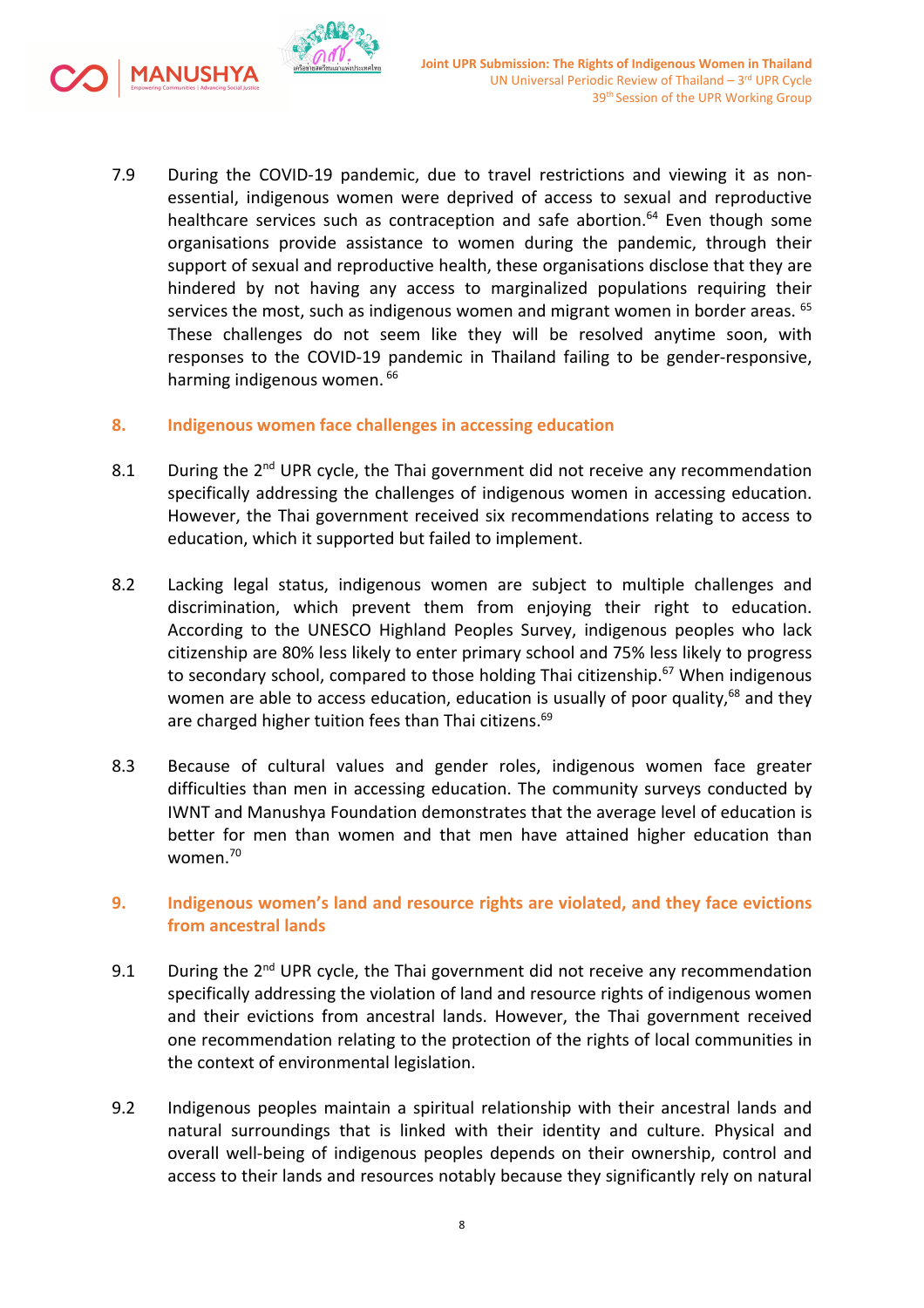7.9 During the COVID-19 pandemic, due to travel restrictions and viewing it as non-essential, indigenous women were deprived of access to sexual and reproductive healthcare services such as contraception and safe abortion.[64] Even though some organisations provide assistance to women during the pandemic, through their support of sexual and reproductive health, these organisations disclose that they are hindered by not having any access to marginalized populations requiring their services the most, such as indigenous women and migrant women in border areas. [65] These challenges do not seem like they will be resolved anytime soon, with responses to the COVID-19 pandemic in Thailand failing to be gender-responsive, harming indigenous women. [66]

## 8. Indigenous women face challenges in accessing education

8.1 During the 2nd UPR cycle, the Thai government did not receive any recommendation specifically addressing the challenges of indigenous women in accessing education. However, the Thai government received six recommendations relating to access to education, which it supported but failed to implement.

8.2 Lacking legal status, indigenous women are subject to multiple challenges and discrimination, which prevent them from enjoying their right to education. According to the UNESCO Highland Peoples Survey, indigenous peoples who lack citizenship are 80% less likely to enter primary school and 75% less likely to progress to secondary school, compared to those holding Thai citizenship.[67] When indigenous women are able to access education, education is usually of poor quality,[68] and they are charged higher tuition fees than Thai citizens.[69]

8.3 Because of cultural values and gender roles, indigenous women face greater difficulties than men in accessing education. The community surveys conducted by IWNT and Manushya Foundation demonstrates that the average level of education is better for men than women and that men have attained higher education than women.[70]

## 9. Indigenous women's land and resource rights are violated, and they face evictions from ancestral lands

9.1 During the 2nd UPR cycle, the Thai government did not receive any recommendation specifically addressing the violation of land and resource rights of indigenous women and their evictions from ancestral lands. However, the Thai government received one recommendation relating to the protection of the rights of local communities in the context of environmental legislation.

9.2 Indigenous peoples maintain a spiritual relationship with their ancestral lands and natural surroundings that is linked with their identity and culture. Physical and overall well-being of indigenous peoples depends on their ownership, control and access to their lands and resources notably because they significantly rely on natural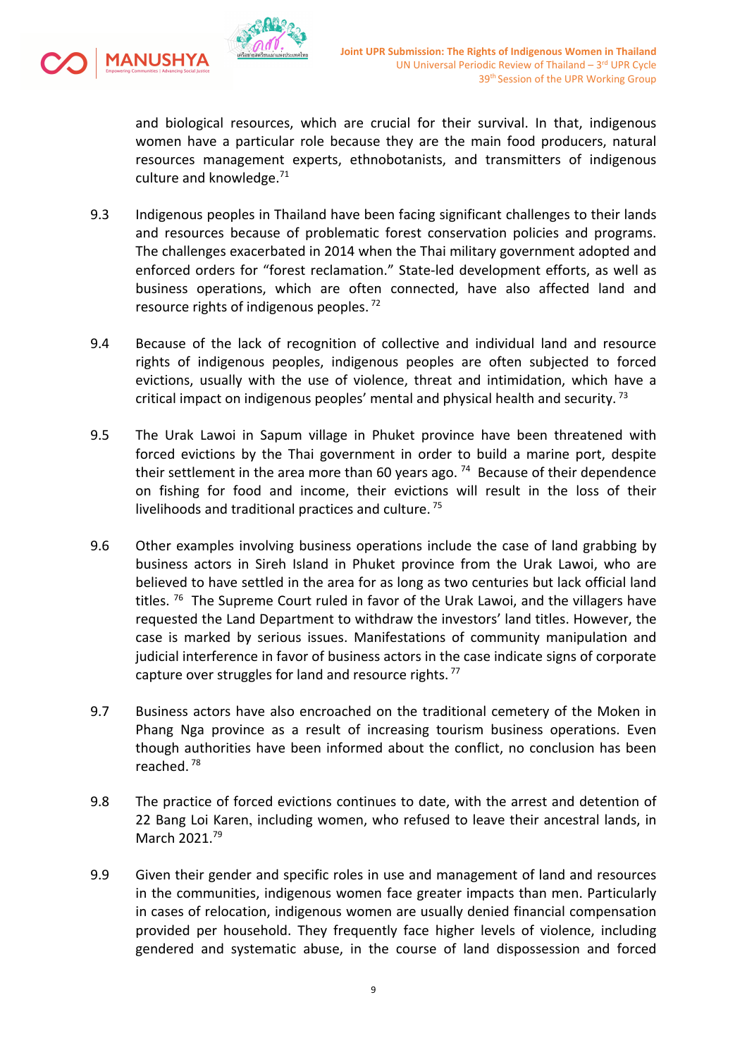and biological resources, which are crucial for their survival. In that, indigenous women have a particular role because they are the main food producers, natural resources management experts, ethnobotanists, and transmitters of indigenous culture and knowledge.[71]

9.3 Indigenous peoples in Thailand have been facing significant challenges to their lands and resources because of problematic forest conservation policies and programs. The challenges exacerbated in 2014 when the Thai military government adopted and enforced orders for "forest reclamation." State-led development efforts, as well as business operations, which are often connected, have also affected land and resource rights of indigenous peoples.[72]

9.4 Because of the lack of recognition of collective and individual land and resource rights of indigenous peoples, indigenous peoples are often subjected to forced evictions, usually with the use of violence, threat and intimidation, which have a critical impact on indigenous peoples' mental and physical health and security.[73]

9.5 The Urak Lawoi in Sapum village in Phuket province have been threatened with forced evictions by the Thai government in order to build a marine port, despite their settlement in the area more than 60 years ago.[74] Because of their dependence on fishing for food and income, their evictions will result in the loss of their livelihoods and traditional practices and culture.[75]

9.6 Other examples involving business operations include the case of land grabbing by business actors in Sireh Island in Phuket province from the Urak Lawoi, who are believed to have settled in the area for as long as two centuries but lack official land titles.[76] The Supreme Court ruled in favor of the Urak Lawoi, and the villagers have requested the Land Department to withdraw the investors' land titles. However, the case is marked by serious issues. Manifestations of community manipulation and judicial interference in favor of business actors in the case indicate signs of corporate capture over struggles for land and resource rights.[77]

9.7 Business actors have also encroached on the traditional cemetery of the Moken in Phang Nga province as a result of increasing tourism business operations. Even though authorities have been informed about the conflict, no conclusion has been reached.[78]

9.8 The practice of forced evictions continues to date, with the arrest and detention of 22 Bang Loi Karen, including women, who refused to leave their ancestral lands, in March 2021.[79]

9.9 Given their gender and specific roles in use and management of land and resources in the communities, indigenous women face greater impacts than men. Particularly in cases of relocation, indigenous women are usually denied financial compensation provided per household. They frequently face higher levels of violence, including gendered and systematic abuse, in the course of land dispossession and forced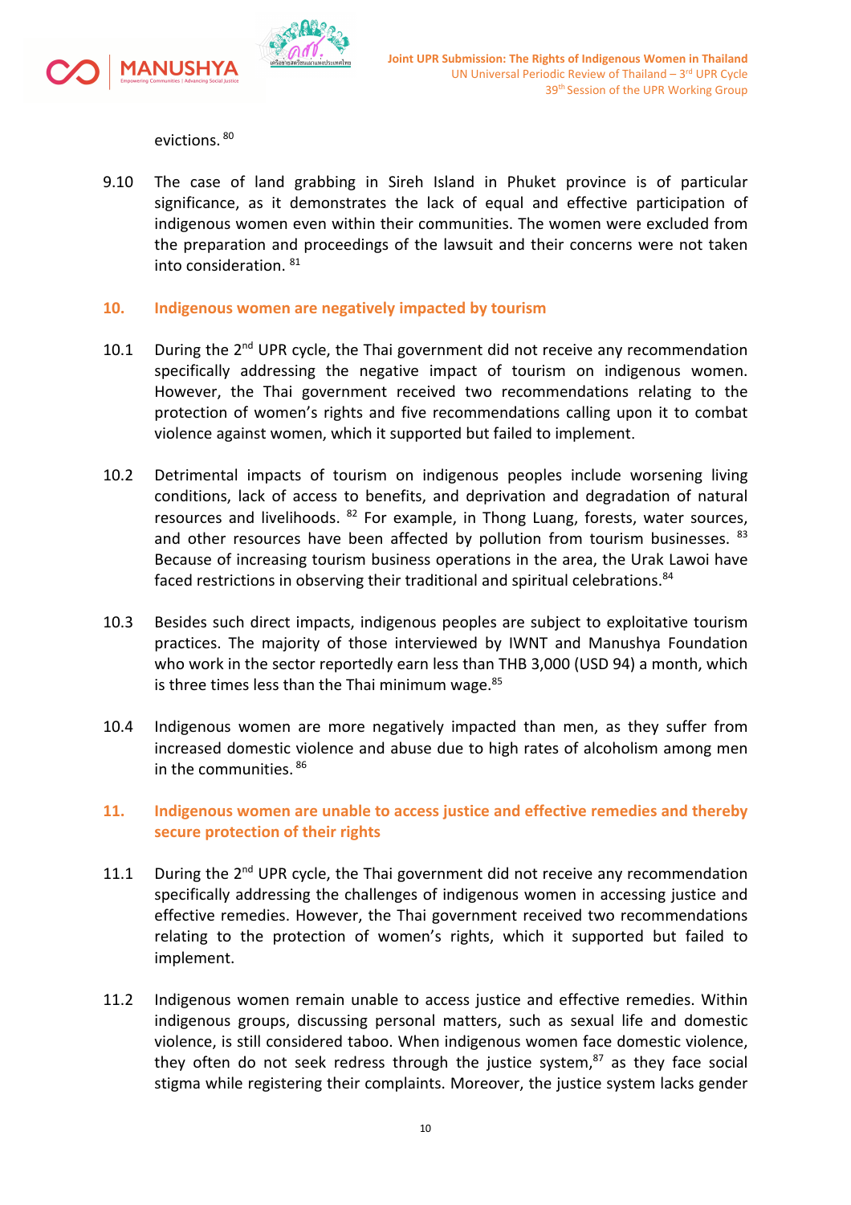evictions. [80]

9.10 The case of land grabbing in Sireh Island in Phuket province is of particular significance, as it demonstrates the lack of equal and effective participation of indigenous women even within their communities. The women were excluded from the preparation and proceedings of the lawsuit and their concerns were not taken into consideration. [81]

## 10. Indigenous women are negatively impacted by tourism

10.1 During the 2nd UPR cycle, the Thai government did not receive any recommendation specifically addressing the negative impact of tourism on indigenous women. However, the Thai government received two recommendations relating to the protection of women's rights and five recommendations calling upon it to combat violence against women, which it supported but failed to implement.

10.2 Detrimental impacts of tourism on indigenous peoples include worsening living conditions, lack of access to benefits, and deprivation and degradation of natural resources and livelihoods. [82] For example, in Thong Luang, forests, water sources, and other resources have been affected by pollution from tourism businesses. [83] Because of increasing tourism business operations in the area, the Urak Lawoi have faced restrictions in observing their traditional and spiritual celebrations.[84]

10.3 Besides such direct impacts, indigenous peoples are subject to exploitative tourism practices. The majority of those interviewed by IWNT and Manushya Foundation who work in the sector reportedly earn less than THB 3,000 (USD 94) a month, which is three times less than the Thai minimum wage.[85]

10.4 Indigenous women are more negatively impacted than men, as they suffer from increased domestic violence and abuse due to high rates of alcoholism among men in the communities. [86]

## 11. Indigenous women are unable to access justice and effective remedies and thereby secure protection of their rights

11.1 During the 2nd UPR cycle, the Thai government did not receive any recommendation specifically addressing the challenges of indigenous women in accessing justice and effective remedies. However, the Thai government received two recommendations relating to the protection of women's rights, which it supported but failed to implement.

11.2 Indigenous women remain unable to access justice and effective remedies. Within indigenous groups, discussing personal matters, such as sexual life and domestic violence, is still considered taboo. When indigenous women face domestic violence, they often do not seek redress through the justice system,[87] as they face social stigma while registering their complaints. Moreover, the justice system lacks gender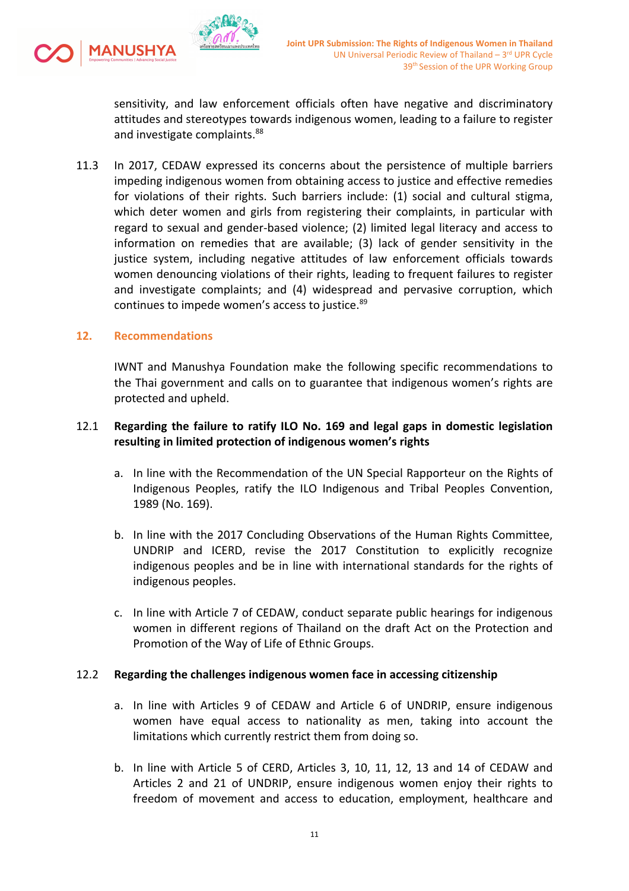sensitivity, and law enforcement officials often have negative and discriminatory attitudes and stereotypes towards indigenous women, leading to a failure to register and investigate complaints.[88]

11.3 In 2017, CEDAW expressed its concerns about the persistence of multiple barriers impeding indigenous women from obtaining access to justice and effective remedies for violations of their rights. Such barriers include: (1) social and cultural stigma, which deter women and girls from registering their complaints, in particular with regard to sexual and gender-based violence; (2) limited legal literacy and access to information on remedies that are available; (3) lack of gender sensitivity in the justice system, including negative attitudes of law enforcement officials towards women denouncing violations of their rights, leading to frequent failures to register and investigate complaints; and (4) widespread and pervasive corruption, which continues to impede women's access to justice.[89]

## 12. Recommendations

IWNT and Manushya Foundation make the following specific recommendations to the Thai government and calls on to guarantee that indigenous women's rights are protected and upheld.

### 12.1 Regarding the failure to ratify ILO No. 169 and legal gaps in domestic legislation resulting in limited protection of indigenous women's rights

a. In line with the Recommendation of the UN Special Rapporteur on the Rights of Indigenous Peoples, ratify the ILO Indigenous and Tribal Peoples Convention, 1989 (No. 169).

b. In line with the 2017 Concluding Observations of the Human Rights Committee, UNDRIP and ICERD, revise the 2017 Constitution to explicitly recognize indigenous peoples and be in line with international standards for the rights of indigenous peoples.

c. In line with Article 7 of CEDAW, conduct separate public hearings for indigenous women in different regions of Thailand on the draft Act on the Protection and Promotion of the Way of Life of Ethnic Groups.

### 12.2 Regarding the challenges indigenous women face in accessing citizenship

a. In line with Articles 9 of CEDAW and Article 6 of UNDRIP, ensure indigenous women have equal access to nationality as men, taking into account the limitations which currently restrict them from doing so.

b. In line with Article 5 of CERD, Articles 3, 10, 11, 12, 13 and 14 of CEDAW and Articles 2 and 21 of UNDRIP, ensure indigenous women enjoy their rights to freedom of movement and access to education, employment, healthcare and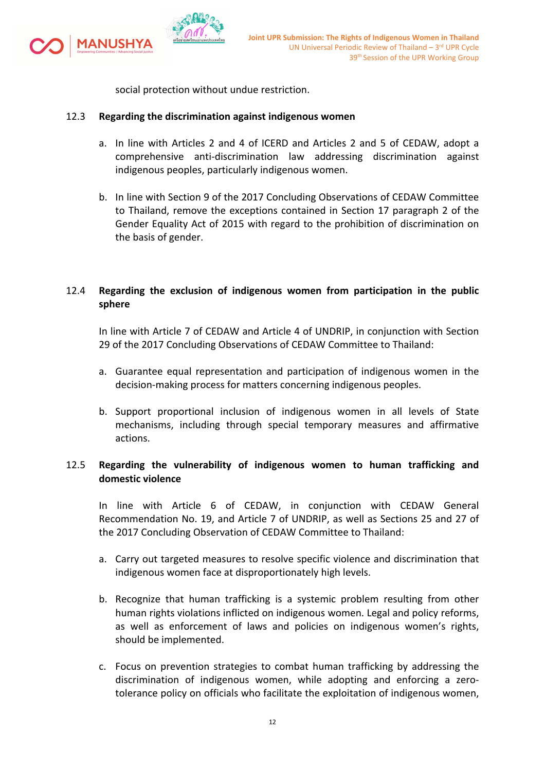social protection without undue restriction.

12.3 **Regarding the discrimination against indigenous women**

a. In line with Articles 2 and 4 of ICERD and Articles 2 and 5 of CEDAW, adopt a comprehensive anti-discrimination law addressing discrimination against indigenous peoples, particularly indigenous women.

b. In line with Section 9 of the 2017 Concluding Observations of CEDAW Committee to Thailand, remove the exceptions contained in Section 17 paragraph 2 of the Gender Equality Act of 2015 with regard to the prohibition of discrimination on the basis of gender.

12.4 **Regarding the exclusion of indigenous women from participation in the public sphere**

In line with Article 7 of CEDAW and Article 4 of UNDRIP, in conjunction with Section 29 of the 2017 Concluding Observations of CEDAW Committee to Thailand:

a. Guarantee equal representation and participation of indigenous women in the decision-making process for matters concerning indigenous peoples.

b. Support proportional inclusion of indigenous women in all levels of State mechanisms, including through special temporary measures and affirmative actions.

12.5 **Regarding the vulnerability of indigenous women to human trafficking and domestic violence**

In line with Article 6 of CEDAW, in conjunction with CEDAW General Recommendation No. 19, and Article 7 of UNDRIP, as well as Sections 25 and 27 of the 2017 Concluding Observation of CEDAW Committee to Thailand:

a. Carry out targeted measures to resolve specific violence and discrimination that indigenous women face at disproportionately high levels.

b. Recognize that human trafficking is a systemic problem resulting from other human rights violations inflicted on indigenous women. Legal and policy reforms, as well as enforcement of laws and policies on indigenous women's rights, should be implemented.

c. Focus on prevention strategies to combat human trafficking by addressing the discrimination of indigenous women, while adopting and enforcing a zero-tolerance policy on officials who facilitate the exploitation of indigenous women,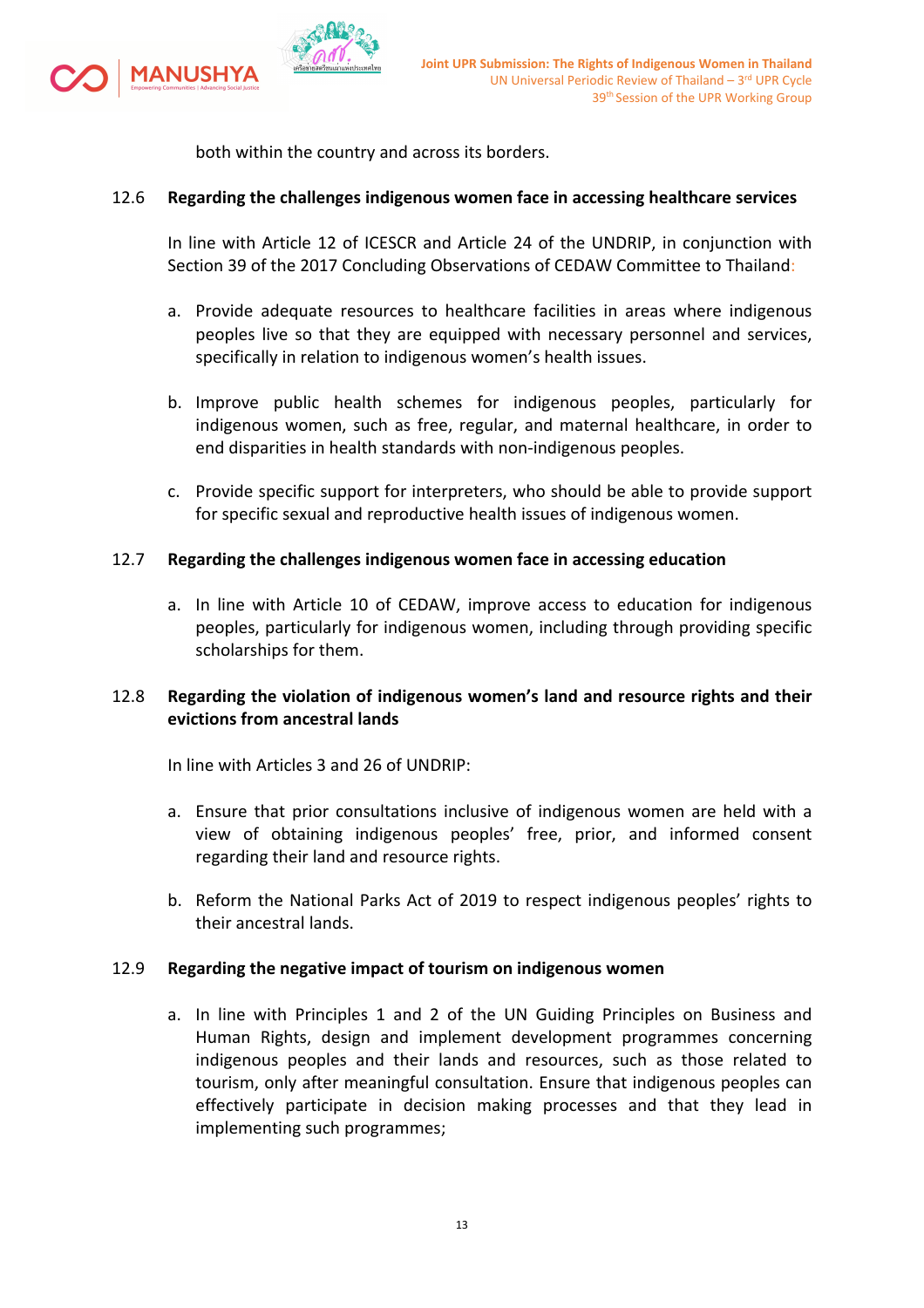both within the country and across its borders.

12.6 **Regarding the challenges indigenous women face in accessing healthcare services**

In line with Article 12 of ICESCR and Article 24 of the UNDRIP, in conjunction with Section 39 of the 2017 Concluding Observations of CEDAW Committee to Thailand:

a. Provide adequate resources to healthcare facilities in areas where indigenous peoples live so that they are equipped with necessary personnel and services, specifically in relation to indigenous women's health issues.

b. Improve public health schemes for indigenous peoples, particularly for indigenous women, such as free, regular, and maternal healthcare, in order to end disparities in health standards with non-indigenous peoples.

c. Provide specific support for interpreters, who should be able to provide support for specific sexual and reproductive health issues of indigenous women.

12.7 **Regarding the challenges indigenous women face in accessing education**

a. In line with Article 10 of CEDAW, improve access to education for indigenous peoples, particularly for indigenous women, including through providing specific scholarships for them.

12.8 **Regarding the violation of indigenous women's land and resource rights and their evictions from ancestral lands**

In line with Articles 3 and 26 of UNDRIP:

a. Ensure that prior consultations inclusive of indigenous women are held with a view of obtaining indigenous peoples' free, prior, and informed consent regarding their land and resource rights.

b. Reform the National Parks Act of 2019 to respect indigenous peoples' rights to their ancestral lands.

12.9 **Regarding the negative impact of tourism on indigenous women**

a. In line with Principles 1 and 2 of the UN Guiding Principles on Business and Human Rights, design and implement development programmes concerning indigenous peoples and their lands and resources, such as those related to tourism, only after meaningful consultation. Ensure that indigenous peoples can effectively participate in decision making processes and that they lead in implementing such programmes;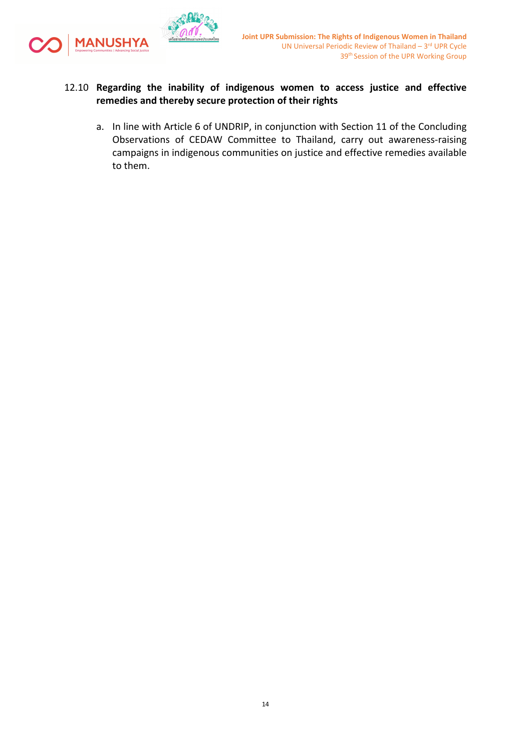12.10 **Regarding the inability of indigenous women to access justice and effective remedies and thereby secure protection of their rights**

a. In line with Article 6 of UNDRIP, in conjunction with Section 11 of the Concluding Observations of CEDAW Committee to Thailand, carry out awareness-raising campaigns in indigenous communities on justice and effective remedies available to them.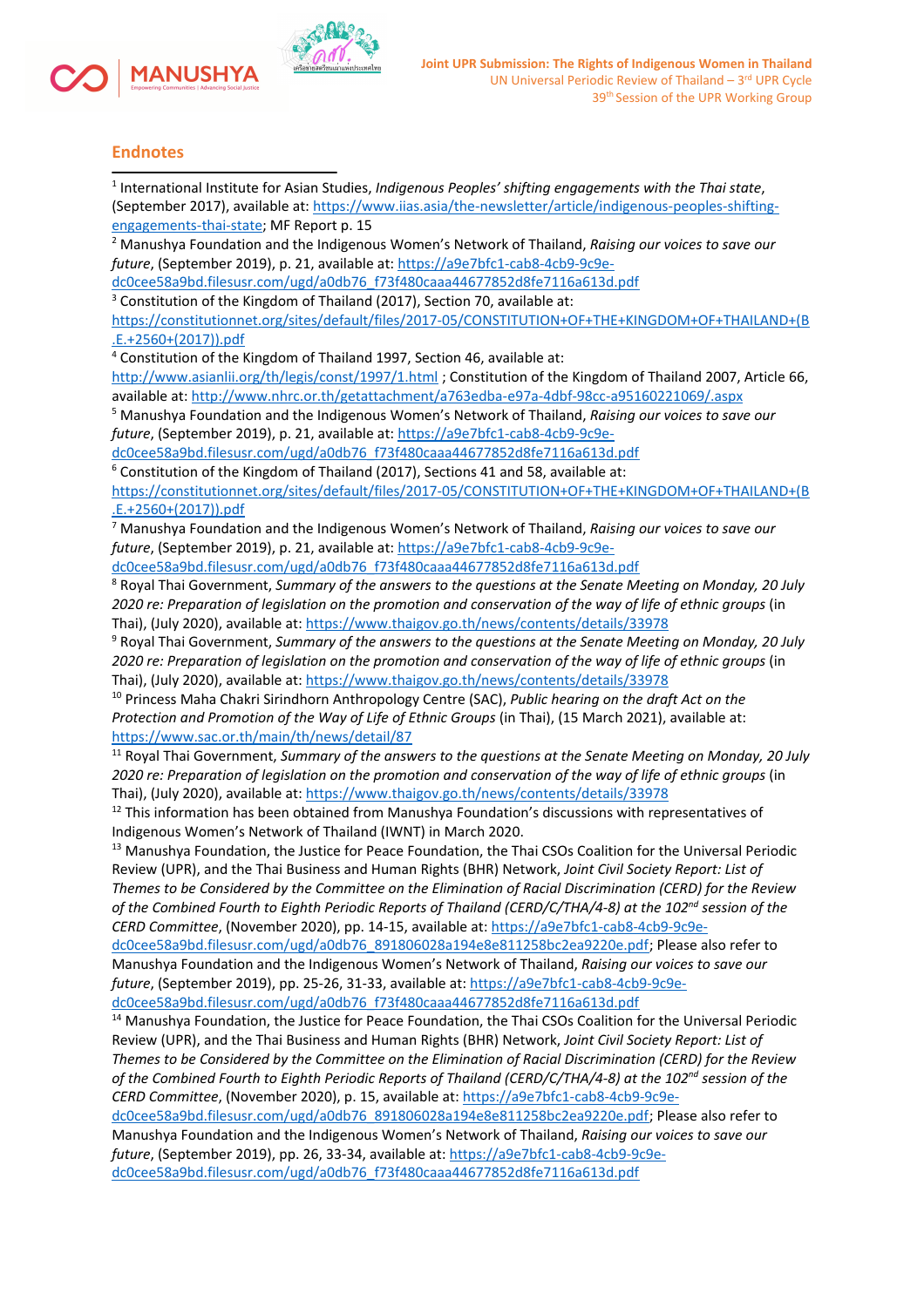## Endnotes

[1] International Institute for Asian Studies, *Indigenous Peoples' shifting engagements with the Thai state*, (September 2017), available at: https://www.iias.asia/the-newsletter/article/indigenous-peoples-shifting-engagements-thai-state; MF Report p. 15

[2] Manushya Foundation and the Indigenous Women's Network of Thailand, *Raising our voices to save our future*, (September 2019), p. 21, available at: https://a9e7bfc1-cab8-4cb9-9c9e-dc0cee58a9bd.filesusr.com/ugd/a0db76_f73f480caaa44677852d8fe7116a613d.pdf

[3] Constitution of the Kingdom of Thailand (2017), Section 70, available at: https://constitutionnet.org/sites/default/files/2017-05/CONSTITUTION+OF+THE+KINGDOM+OF+THAILAND+(B.E.+2560+(2017)).pdf

[4] Constitution of the Kingdom of Thailand 1997, Section 46, available at: http://www.asianlii.org/th/legis/const/1997/1.html ; Constitution of the Kingdom of Thailand 2007, Article 66, available at: http://www.nhrc.or.th/getattachment/a763edba-e97a-4dbf-98cc-a95160221069/.aspx

[5] Manushya Foundation and the Indigenous Women's Network of Thailand, *Raising our voices to save our future*, (September 2019), p. 21, available at: https://a9e7bfc1-cab8-4cb9-9c9e-dc0cee58a9bd.filesusr.com/ugd/a0db76_f73f480caaa44677852d8fe7116a613d.pdf

[6] Constitution of the Kingdom of Thailand (2017), Sections 41 and 58, available at: https://constitutionnet.org/sites/default/files/2017-05/CONSTITUTION+OF+THE+KINGDOM+OF+THAILAND+(B.E.+2560+(2017)).pdf

[7] Manushya Foundation and the Indigenous Women's Network of Thailand, *Raising our voices to save our future*, (September 2019), p. 21, available at: https://a9e7bfc1-cab8-4cb9-9c9e-dc0cee58a9bd.filesusr.com/ugd/a0db76_f73f480caaa44677852d8fe7116a613d.pdf

[8] Royal Thai Government, *Summary of the answers to the questions at the Senate Meeting on Monday, 20 July 2020 re: Preparation of legislation on the promotion and conservation of the way of life of ethnic groups* (in Thai), (July 2020), available at: https://www.thaigov.go.th/news/contents/details/33978

[9] Royal Thai Government, *Summary of the answers to the questions at the Senate Meeting on Monday, 20 July 2020 re: Preparation of legislation on the promotion and conservation of the way of life of ethnic groups* (in Thai), (July 2020), available at: https://www.thaigov.go.th/news/contents/details/33978

[10] Princess Maha Chakri Sirindhorn Anthropology Centre (SAC), *Public hearing on the draft Act on the Protection and Promotion of the Way of Life of Ethnic Groups* (in Thai), (15 March 2021), available at: https://www.sac.or.th/main/th/news/detail/87

[11] Royal Thai Government, *Summary of the answers to the questions at the Senate Meeting on Monday, 20 July 2020 re: Preparation of legislation on the promotion and conservation of the way of life of ethnic groups* (in Thai), (July 2020), available at: https://www.thaigov.go.th/news/contents/details/33978

[12] This information has been obtained from Manushya Foundation's discussions with representatives of Indigenous Women's Network of Thailand (IWNT) in March 2020.

[13] Manushya Foundation, the Justice for Peace Foundation, the Thai CSOs Coalition for the Universal Periodic Review (UPR), and the Thai Business and Human Rights (BHR) Network, *Joint Civil Society Report: List of Themes to be Considered by the Committee on the Elimination of Racial Discrimination (CERD) for the Review of the Combined Fourth to Eighth Periodic Reports of Thailand (CERD/C/THA/4-8) at the 102nd session of the CERD Committee*, (November 2020), pp. 14-15, available at: https://a9e7bfc1-cab8-4cb9-9c9e-dc0cee58a9bd.filesusr.com/ugd/a0db76_891806028a194e8e811258bc2ea9220e.pdf; Please also refer to Manushya Foundation and the Indigenous Women's Network of Thailand, *Raising our voices to save our future*, (September 2019), pp. 25-26, 31-33, available at: https://a9e7bfc1-cab8-4cb9-9c9e-dc0cee58a9bd.filesusr.com/ugd/a0db76_f73f480caaa44677852d8fe7116a613d.pdf

[14] Manushya Foundation, the Justice for Peace Foundation, the Thai CSOs Coalition for the Universal Periodic Review (UPR), and the Thai Business and Human Rights (BHR) Network, *Joint Civil Society Report: List of Themes to be Considered by the Committee on the Elimination of Racial Discrimination (CERD) for the Review of the Combined Fourth to Eighth Periodic Reports of Thailand (CERD/C/THA/4-8) at the 102nd session of the CERD Committee*, (November 2020), p. 15, available at: https://a9e7bfc1-cab8-4cb9-9c9e-dc0cee58a9bd.filesusr.com/ugd/a0db76_891806028a194e8e811258bc2ea9220e.pdf; Please also refer to Manushya Foundation and the Indigenous Women's Network of Thailand, *Raising our voices to save our future*, (September 2019), pp. 26, 33-34, available at: https://a9e7bfc1-cab8-4cb9-9c9e-dc0cee58a9bd.filesusr.com/ugd/a0db76_f73f480caaa44677852d8fe7116a613d.pdf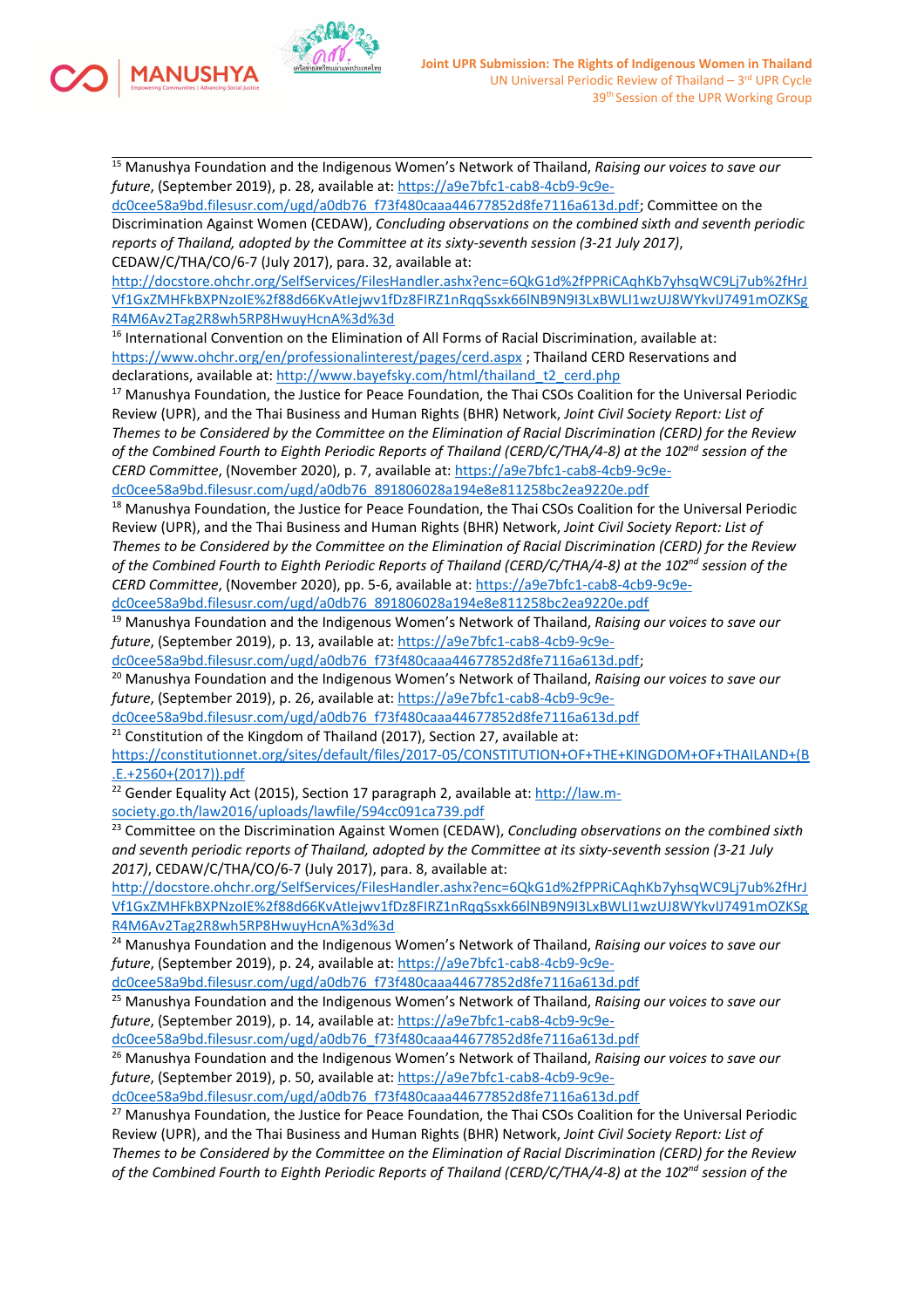[15] Manushya Foundation and the Indigenous Women's Network of Thailand, *Raising our voices to save our future*, (September 2019), p. 28, available at: https://a9e7bfc1-cab8-4cb9-9c9e-dc0cee58a9bd.filesusr.com/ugd/a0db76_f73f480caaa44677852d8fe7116a613d.pdf; Committee on the Discrimination Against Women (CEDAW), *Concluding observations on the combined sixth and seventh periodic reports of Thailand, adopted by the Committee at its sixty-seventh session (3-21 July 2017)*, CEDAW/C/THA/CO/6-7 (July 2017), para. 32, available at: http://docstore.ohchr.org/SelfServices/FilesHandler.ashx?enc=6QkG1d%2fPPRiCAqhKb7yhsqWC9Lj7ub%2fHrJVf1GxZMHFkBXPNzoIE%2f88d66KvAtIejwv1fDz8FIRZ1nRqqSsxk66lNB9N9I3LxBWLI1wzUJ8WYkvIJ7491mOZKSgR4M6Av2Tag2R8wh5RP8HwuyHcnA%3d%3d

[16] International Convention on the Elimination of All Forms of Racial Discrimination, available at: https://www.ohchr.org/en/professionalinterest/pages/cerd.aspx ; Thailand CERD Reservations and declarations, available at: http://www.bayefsky.com/html/thailand_t2_cerd.php

[17] Manushya Foundation, the Justice for Peace Foundation, the Thai CSOs Coalition for the Universal Periodic Review (UPR), and the Thai Business and Human Rights (BHR) Network, *Joint Civil Society Report: List of Themes to be Considered by the Committee on the Elimination of Racial Discrimination (CERD) for the Review of the Combined Fourth to Eighth Periodic Reports of Thailand (CERD/C/THA/4-8) at the 102nd session of the CERD Committee*, (November 2020), p. 7, available at: https://a9e7bfc1-cab8-4cb9-9c9e-dc0cee58a9bd.filesusr.com/ugd/a0db76_891806028a194e8e811258bc2ea9220e.pdf

[18] Manushya Foundation, the Justice for Peace Foundation, the Thai CSOs Coalition for the Universal Periodic Review (UPR), and the Thai Business and Human Rights (BHR) Network, *Joint Civil Society Report: List of Themes to be Considered by the Committee on the Elimination of Racial Discrimination (CERD) for the Review of the Combined Fourth to Eighth Periodic Reports of Thailand (CERD/C/THA/4-8) at the 102nd session of the CERD Committee*, (November 2020), pp. 5-6, available at: https://a9e7bfc1-cab8-4cb9-9c9e-dc0cee58a9bd.filesusr.com/ugd/a0db76_891806028a194e8e811258bc2ea9220e.pdf

[19] Manushya Foundation and the Indigenous Women's Network of Thailand, *Raising our voices to save our future*, (September 2019), p. 13, available at: https://a9e7bfc1-cab8-4cb9-9c9e-dc0cee58a9bd.filesusr.com/ugd/a0db76_f73f480caaa44677852d8fe7116a613d.pdf;

[20] Manushya Foundation and the Indigenous Women's Network of Thailand, *Raising our voices to save our future*, (September 2019), p. 26, available at: https://a9e7bfc1-cab8-4cb9-9c9e-dc0cee58a9bd.filesusr.com/ugd/a0db76_f73f480caaa44677852d8fe7116a613d.pdf

[21] Constitution of the Kingdom of Thailand (2017), Section 27, available at: https://constitutionnet.org/sites/default/files/2017-05/CONSTITUTION+OF+THE+KINGDOM+OF+THAILAND+(B.E.+2560+(2017)).pdf

[22] Gender Equality Act (2015), Section 17 paragraph 2, available at: http://law.m-society.go.th/law2016/uploads/lawfile/594cc091ca739.pdf

[23] Committee on the Discrimination Against Women (CEDAW), *Concluding observations on the combined sixth and seventh periodic reports of Thailand, adopted by the Committee at its sixty-seventh session (3-21 July 2017)*, CEDAW/C/THA/CO/6-7 (July 2017), para. 8, available at: http://docstore.ohchr.org/SelfServices/FilesHandler.ashx?enc=6QkG1d%2fPPRiCAqhKb7yhsqWC9Lj7ub%2fHrJVf1GxZMHFkBXPNzoIE%2f88d66KvAtIejwv1fDz8FIRZ1nRqqSsxk66lNB9N9I3LxBWLI1wzUJ8WYkvIJ7491mOZKSgR4M6Av2Tag2R8wh5RP8HwuyHcnA%3d%3d

[24] Manushya Foundation and the Indigenous Women's Network of Thailand, *Raising our voices to save our future*, (September 2019), p. 24, available at: https://a9e7bfc1-cab8-4cb9-9c9e-dc0cee58a9bd.filesusr.com/ugd/a0db76_f73f480caaa44677852d8fe7116a613d.pdf

[25] Manushya Foundation and the Indigenous Women's Network of Thailand, *Raising our voices to save our future*, (September 2019), p. 14, available at: https://a9e7bfc1-cab8-4cb9-9c9e-dc0cee58a9bd.filesusr.com/ugd/a0db76_f73f480caaa44677852d8fe7116a613d.pdf

[26] Manushya Foundation and the Indigenous Women's Network of Thailand, *Raising our voices to save our future*, (September 2019), p. 50, available at: https://a9e7bfc1-cab8-4cb9-9c9e-dc0cee58a9bd.filesusr.com/ugd/a0db76_f73f480caaa44677852d8fe7116a613d.pdf

[27] Manushya Foundation, the Justice for Peace Foundation, the Thai CSOs Coalition for the Universal Periodic Review (UPR), and the Thai Business and Human Rights (BHR) Network, *Joint Civil Society Report: List of Themes to be Considered by the Committee on the Elimination of Racial Discrimination (CERD) for the Review of the Combined Fourth to Eighth Periodic Reports of Thailand (CERD/C/THA/4-8) at the 102nd session of the*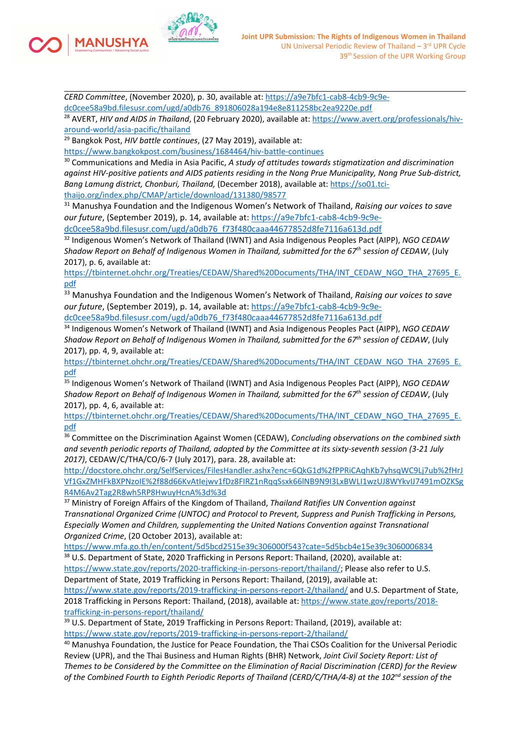*CERD Committee*, (November 2020), p. 30, available at: https://a9e7bfc1-cab8-4cb9-9c9e-dc0cee58a9bd.filesusr.com/ugd/a0db76_891806028a194e8e811258bc2ea9220e.pdf

[28] AVERT, *HIV and AIDS in Thailand*, (20 February 2020), available at: https://www.avert.org/professionals/hiv-around-world/asia-pacific/thailand

[29] Bangkok Post, *HIV battle continues*, (27 May 2019), available at: https://www.bangkokpost.com/business/1684464/hiv-battle-continues

[30] Communications and Media in Asia Pacific, *A study of attitudes towards stigmatization and discrimination against HIV-positive patients and AIDS patients residing in the Nong Prue Municipality, Nong Prue Sub-district, Bang Lamung district, Chonburi, Thailand*, (December 2018), available at: https://so01.tci-thaijo.org/index.php/CMAP/article/download/131380/98577

[31] Manushya Foundation and the Indigenous Women's Network of Thailand, *Raising our voices to save our future*, (September 2019), p. 14, available at: https://a9e7bfc1-cab8-4cb9-9c9e-dc0cee58a9bd.filesusr.com/ugd/a0db76_f73f480caaa44677852d8fe7116a613d.pdf

[32] Indigenous Women's Network of Thailand (IWNT) and Asia Indigenous Peoples Pact (AIPP), *NGO CEDAW Shadow Report on Behalf of Indigenous Women in Thailand, submitted for the 67th session of CEDAW*, (July 2017), p. 6, available at: https://tbinternet.ohchr.org/Treaties/CEDAW/Shared%20Documents/THA/INT_CEDAW_NGO_THA_27695_E.pdf

[33] Manushya Foundation and the Indigenous Women's Network of Thailand, *Raising our voices to save our future*, (September 2019), p. 14, available at: https://a9e7bfc1-cab8-4cb9-9c9e-dc0cee58a9bd.filesusr.com/ugd/a0db76_f73f480caaa44677852d8fe7116a613d.pdf

[34] Indigenous Women's Network of Thailand (IWNT) and Asia Indigenous Peoples Pact (AIPP), *NGO CEDAW Shadow Report on Behalf of Indigenous Women in Thailand, submitted for the 67th session of CEDAW*, (July 2017), pp. 4, 9, available at: https://tbinternet.ohchr.org/Treaties/CEDAW/Shared%20Documents/THA/INT_CEDAW_NGO_THA_27695_E.pdf

[35] Indigenous Women's Network of Thailand (IWNT) and Asia Indigenous Peoples Pact (AIPP), *NGO CEDAW Shadow Report on Behalf of Indigenous Women in Thailand, submitted for the 67th session of CEDAW*, (July 2017), pp. 4, 6, available at: https://tbinternet.ohchr.org/Treaties/CEDAW/Shared%20Documents/THA/INT_CEDAW_NGO_THA_27695_E.pdf

[36] Committee on the Discrimination Against Women (CEDAW), *Concluding observations on the combined sixth and seventh periodic reports of Thailand, adopted by the Committee at its sixty-seventh session (3-21 July 2017)*, CEDAW/C/THA/CO/6-7 (July 2017), para. 28, available at: http://docstore.ohchr.org/SelfServices/FilesHandler.ashx?enc=6QkG1d%2fPPRiCAqhKb7yhsqWC9Lj7ub%2fHrJVf1GxZMHFkBXPNzolE%2f88d66KvAtlejwv1fDz8FIRZ1nRqqSsxk66lNB9N9I3LxBWLI1wzUJ8WYkvIJ7491mOZKSgR4M6Av2Tag2R8wh5RP8HwuyHcnA%3d%3d

[37] Ministry of Foreign Affairs of the Kingdom of Thailand, *Thailand Ratifies UN Convention against Transnational Organized Crime (UNTOC) and Protocol to Prevent, Suppress and Punish Trafficking in Persons, Especially Women and Children, supplementing the United Nations Convention against Transnational Organized Crime*, (20 October 2013), available at: https://www.mfa.go.th/en/content/5d5bcd2515e39c306000f543?cate=5d5bcb4e15e39c3060006834

[38] U.S. Department of State, 2020 Trafficking in Persons Report: Thailand, (2020), available at: https://www.state.gov/reports/2020-trafficking-in-persons-report/thailand/; Please also refer to U.S. Department of State, 2019 Trafficking in Persons Report: Thailand, (2019), available at: https://www.state.gov/reports/2019-trafficking-in-persons-report-2/thailand/ and U.S. Department of State, 2018 Trafficking in Persons Report: Thailand, (2018), available at: https://www.state.gov/reports/2018-trafficking-in-persons-report/thailand/

[39] U.S. Department of State, 2019 Trafficking in Persons Report: Thailand, (2019), available at: https://www.state.gov/reports/2019-trafficking-in-persons-report-2/thailand/

[40] Manushya Foundation, the Justice for Peace Foundation, the Thai CSOs Coalition for the Universal Periodic Review (UPR), and the Thai Business and Human Rights (BHR) Network, *Joint Civil Society Report: List of Themes to be Considered by the Committee on the Elimination of Racial Discrimination (CERD) for the Review of the Combined Fourth to Eighth Periodic Reports of Thailand (CERD/C/THA/4-8) at the 102nd session of the*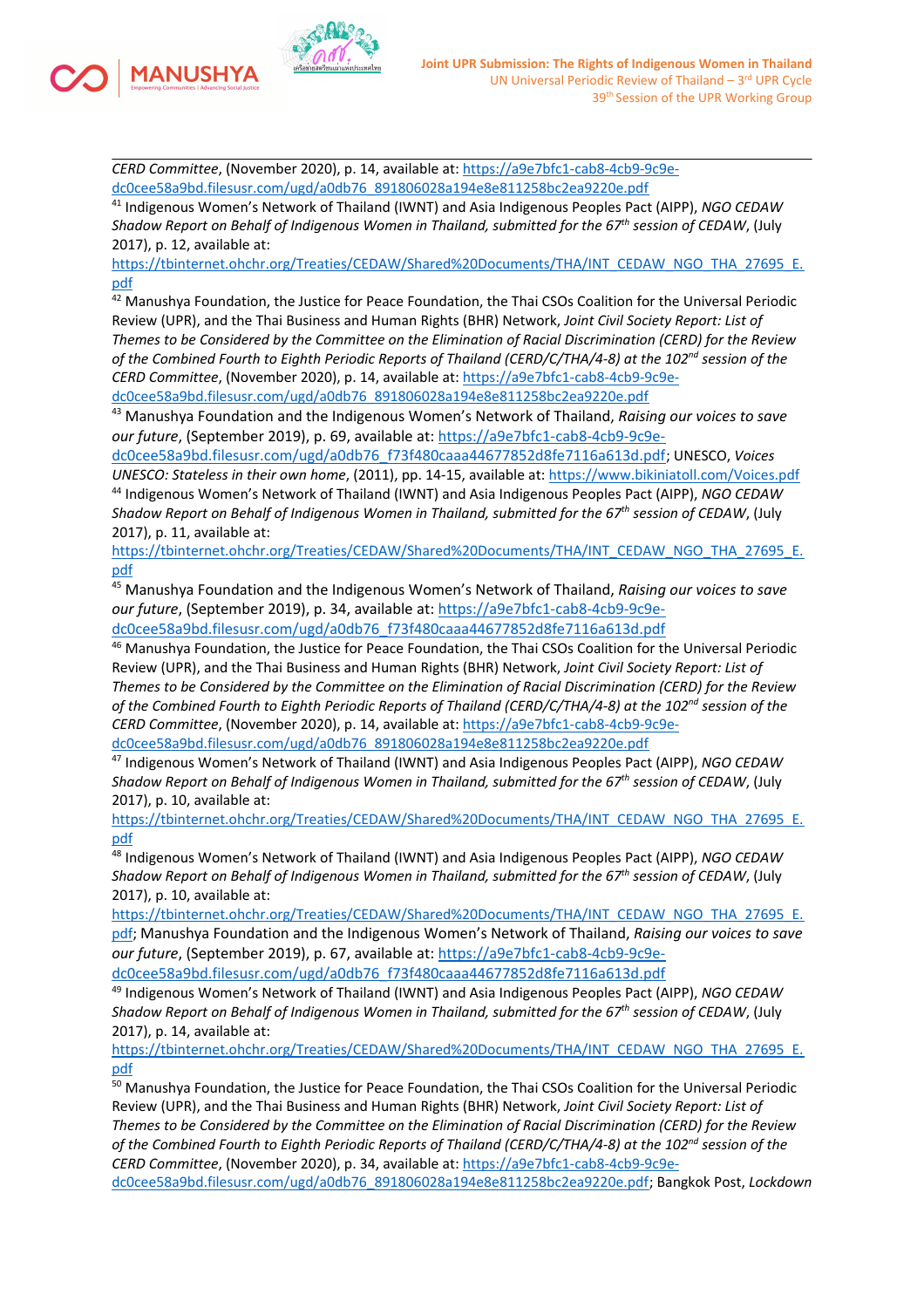*CERD Committee*, (November 2020), p. 14, available at: https://a9e7bfc1-cab8-4cb9-9c9e-dc0cee58a9bd.filesusr.com/ugd/a0db76_891806028a194e8e811258bc2ea9220e.pdf

[41] Indigenous Women's Network of Thailand (IWNT) and Asia Indigenous Peoples Pact (AIPP), *NGO CEDAW Shadow Report on Behalf of Indigenous Women in Thailand, submitted for the 67th session of CEDAW*, (July 2017), p. 12, available at: https://tbinternet.ohchr.org/Treaties/CEDAW/Shared%20Documents/THA/INT_CEDAW_NGO_THA_27695_E.pdf

[42] Manushya Foundation, the Justice for Peace Foundation, the Thai CSOs Coalition for the Universal Periodic Review (UPR), and the Thai Business and Human Rights (BHR) Network, *Joint Civil Society Report: List of Themes to be Considered by the Committee on the Elimination of Racial Discrimination (CERD) for the Review of the Combined Fourth to Eighth Periodic Reports of Thailand (CERD/C/THA/4-8) at the 102nd session of the CERD Committee*, (November 2020), p. 14, available at: https://a9e7bfc1-cab8-4cb9-9c9e-dc0cee58a9bd.filesusr.com/ugd/a0db76_891806028a194e8e811258bc2ea9220e.pdf

[43] Manushya Foundation and the Indigenous Women's Network of Thailand, *Raising our voices to save our future*, (September 2019), p. 69, available at: https://a9e7bfc1-cab8-4cb9-9c9e-dc0cee58a9bd.filesusr.com/ugd/a0db76_f73f480caaa44677852d8fe7116a613d.pdf; UNESCO, *Voices UNESCO: Stateless in their own home*, (2011), pp. 14-15, available at: https://www.bikiniatoll.com/Voices.pdf

[44] Indigenous Women's Network of Thailand (IWNT) and Asia Indigenous Peoples Pact (AIPP), *NGO CEDAW Shadow Report on Behalf of Indigenous Women in Thailand, submitted for the 67th session of CEDAW*, (July 2017), p. 11, available at: https://tbinternet.ohchr.org/Treaties/CEDAW/Shared%20Documents/THA/INT_CEDAW_NGO_THA_27695_E.pdf

[45] Manushya Foundation and the Indigenous Women's Network of Thailand, *Raising our voices to save our future*, (September 2019), p. 34, available at: https://a9e7bfc1-cab8-4cb9-9c9e-dc0cee58a9bd.filesusr.com/ugd/a0db76_f73f480caaa44677852d8fe7116a613d.pdf

[46] Manushya Foundation, the Justice for Peace Foundation, the Thai CSOs Coalition for the Universal Periodic Review (UPR), and the Thai Business and Human Rights (BHR) Network, *Joint Civil Society Report: List of Themes to be Considered by the Committee on the Elimination of Racial Discrimination (CERD) for the Review of the Combined Fourth to Eighth Periodic Reports of Thailand (CERD/C/THA/4-8) at the 102nd session of the CERD Committee*, (November 2020), p. 14, available at: https://a9e7bfc1-cab8-4cb9-9c9e-dc0cee58a9bd.filesusr.com/ugd/a0db76_891806028a194e8e811258bc2ea9220e.pdf

[47] Indigenous Women's Network of Thailand (IWNT) and Asia Indigenous Peoples Pact (AIPP), *NGO CEDAW Shadow Report on Behalf of Indigenous Women in Thailand, submitted for the 67th session of CEDAW*, (July 2017), p. 10, available at: https://tbinternet.ohchr.org/Treaties/CEDAW/Shared%20Documents/THA/INT_CEDAW_NGO_THA_27695_E.pdf

[48] Indigenous Women's Network of Thailand (IWNT) and Asia Indigenous Peoples Pact (AIPP), *NGO CEDAW Shadow Report on Behalf of Indigenous Women in Thailand, submitted for the 67th session of CEDAW*, (July 2017), p. 10, available at: https://tbinternet.ohchr.org/Treaties/CEDAW/Shared%20Documents/THA/INT_CEDAW_NGO_THA_27695_E.pdf; Manushya Foundation and the Indigenous Women's Network of Thailand, *Raising our voices to save our future*, (September 2019), p. 67, available at: https://a9e7bfc1-cab8-4cb9-9c9e-dc0cee58a9bd.filesusr.com/ugd/a0db76_f73f480caaa44677852d8fe7116a613d.pdf

[49] Indigenous Women's Network of Thailand (IWNT) and Asia Indigenous Peoples Pact (AIPP), *NGO CEDAW Shadow Report on Behalf of Indigenous Women in Thailand, submitted for the 67th session of CEDAW*, (July 2017), p. 14, available at: https://tbinternet.ohchr.org/Treaties/CEDAW/Shared%20Documents/THA/INT_CEDAW_NGO_THA_27695_E.pdf

[50] Manushya Foundation, the Justice for Peace Foundation, the Thai CSOs Coalition for the Universal Periodic Review (UPR), and the Thai Business and Human Rights (BHR) Network, *Joint Civil Society Report: List of Themes to be Considered by the Committee on the Elimination of Racial Discrimination (CERD) for the Review of the Combined Fourth to Eighth Periodic Reports of Thailand (CERD/C/THA/4-8) at the 102nd session of the CERD Committee*, (November 2020), p. 34, available at: https://a9e7bfc1-cab8-4cb9-9c9e-dc0cee58a9bd.filesusr.com/ugd/a0db76_891806028a194e8e811258bc2ea9220e.pdf; Bangkok Post, *Lockdown*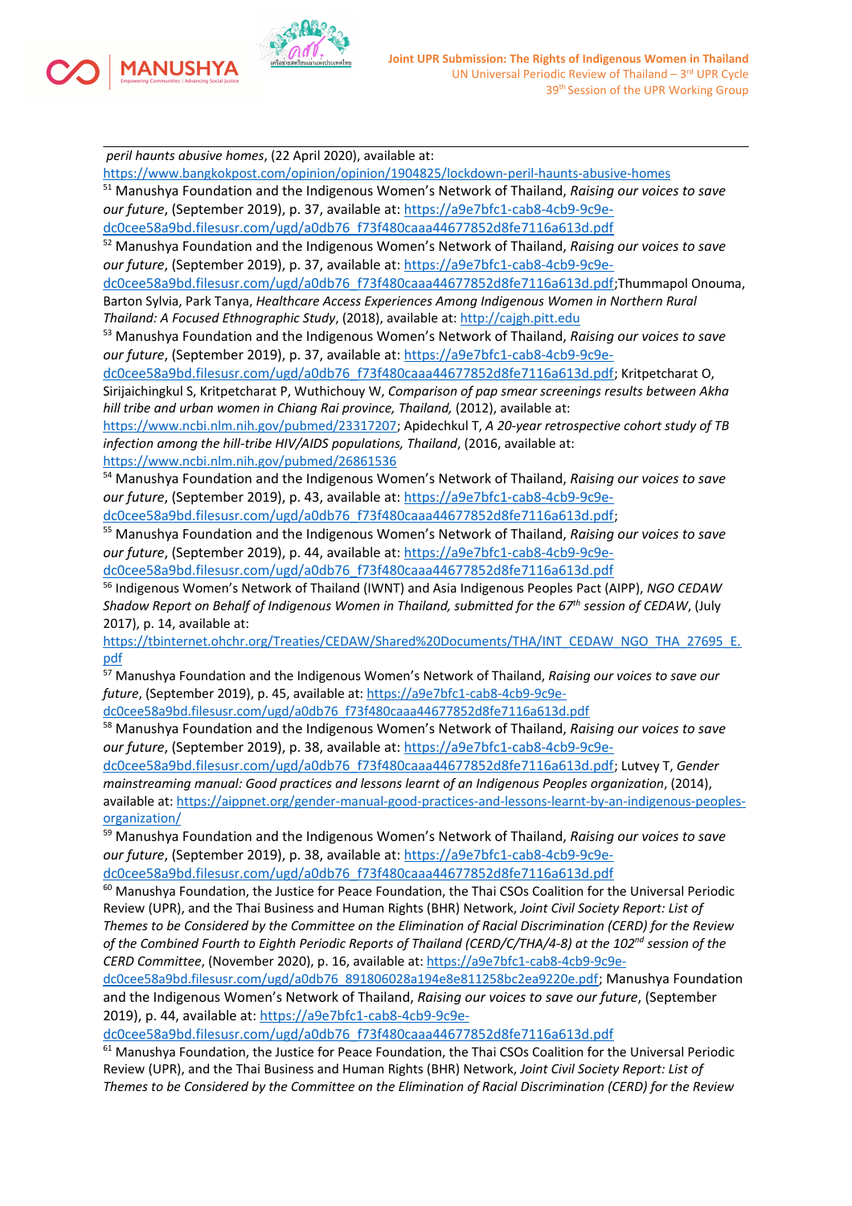*peril haunts abusive homes*, (22 April 2020), available at: https://www.bangkokpost.com/opinion/opinion/1904825/lockdown-peril-haunts-abusive-homes

[51] Manushya Foundation and the Indigenous Women's Network of Thailand, *Raising our voices to save our future*, (September 2019), p. 37, available at: https://a9e7bfc1-cab8-4cb9-9c9e-dc0cee58a9bd.filesusr.com/ugd/a0db76_f73f480caaa44677852d8fe7116a613d.pdf

[52] Manushya Foundation and the Indigenous Women's Network of Thailand, *Raising our voices to save our future*, (September 2019), p. 37, available at: https://a9e7bfc1-cab8-4cb9-9c9e-dc0cee58a9bd.filesusr.com/ugd/a0db76_f73f480caaa44677852d8fe7116a613d.pdf;Thummapol Onouma, Barton Sylvia, Park Tanya, *Healthcare Access Experiences Among Indigenous Women in Northern Rural Thailand: A Focused Ethnographic Study*, (2018), available at: http://cajgh.pitt.edu

[53] Manushya Foundation and the Indigenous Women's Network of Thailand, *Raising our voices to save our future*, (September 2019), p. 37, available at: https://a9e7bfc1-cab8-4cb9-9c9e-dc0cee58a9bd.filesusr.com/ugd/a0db76_f73f480caaa44677852d8fe7116a613d.pdf; Kritpetcharat O, Sirijaichingkul S, Kritpetcharat P, Wuthichouy W, *Comparison of pap smear screenings results between Akha hill tribe and urban women in Chiang Rai province, Thailand,* (2012), available at: https://www.ncbi.nlm.nih.gov/pubmed/23317207; Apidechkul T, *A 20-year retrospective cohort study of TB infection among the hill-tribe HIV/AIDS populations, Thailand*, (2016, available at: https://www.ncbi.nlm.nih.gov/pubmed/26861536

[54] Manushya Foundation and the Indigenous Women's Network of Thailand, *Raising our voices to save our future*, (September 2019), p. 43, available at: https://a9e7bfc1-cab8-4cb9-9c9e-dc0cee58a9bd.filesusr.com/ugd/a0db76_f73f480caaa44677852d8fe7116a613d.pdf;

[55] Manushya Foundation and the Indigenous Women's Network of Thailand, *Raising our voices to save our future*, (September 2019), p. 44, available at: https://a9e7bfc1-cab8-4cb9-9c9e-dc0cee58a9bd.filesusr.com/ugd/a0db76_f73f480caaa44677852d8fe7116a613d.pdf

[56] Indigenous Women's Network of Thailand (IWNT) and Asia Indigenous Peoples Pact (AIPP), *NGO CEDAW Shadow Report on Behalf of Indigenous Women in Thailand, submitted for the 67th session of CEDAW*, (July 2017), p. 14, available at: https://tbinternet.ohchr.org/Treaties/CEDAW/Shared%20Documents/THA/INT_CEDAW_NGO_THA_27695_E.pdf

[57] Manushya Foundation and the Indigenous Women's Network of Thailand, *Raising our voices to save our future*, (September 2019), p. 45, available at: https://a9e7bfc1-cab8-4cb9-9c9e-dc0cee58a9bd.filesusr.com/ugd/a0db76_f73f480caaa44677852d8fe7116a613d.pdf

[58] Manushya Foundation and the Indigenous Women's Network of Thailand, *Raising our voices to save our future*, (September 2019), p. 38, available at: https://a9e7bfc1-cab8-4cb9-9c9e-dc0cee58a9bd.filesusr.com/ugd/a0db76_f73f480caaa44677852d8fe7116a613d.pdf; Lutvey T, *Gender mainstreaming manual: Good practices and lessons learnt of an Indigenous Peoples organization*, (2014), available at: https://aippnet.org/gender-manual-good-practices-and-lessons-learnt-by-an-indigenous-peoples-organization/

[59] Manushya Foundation and the Indigenous Women's Network of Thailand, *Raising our voices to save our future*, (September 2019), p. 38, available at: https://a9e7bfc1-cab8-4cb9-9c9e-dc0cee58a9bd.filesusr.com/ugd/a0db76_f73f480caaa44677852d8fe7116a613d.pdf

[60] Manushya Foundation, the Justice for Peace Foundation, the Thai CSOs Coalition for the Universal Periodic Review (UPR), and the Thai Business and Human Rights (BHR) Network, *Joint Civil Society Report: List of Themes to be Considered by the Committee on the Elimination of Racial Discrimination (CERD) for the Review of the Combined Fourth to Eighth Periodic Reports of Thailand (CERD/C/THA/4-8) at the 102nd session of the CERD Committee*, (November 2020), p. 16, available at: https://a9e7bfc1-cab8-4cb9-9c9e-dc0cee58a9bd.filesusr.com/ugd/a0db76_891806028a194e8e811258bc2ea9220e.pdf; Manushya Foundation and the Indigenous Women's Network of Thailand, *Raising our voices to save our future*, (September 2019), p. 44, available at: https://a9e7bfc1-cab8-4cb9-9c9e-dc0cee58a9bd.filesusr.com/ugd/a0db76_f73f480caaa44677852d8fe7116a613d.pdf

[61] Manushya Foundation, the Justice for Peace Foundation, the Thai CSOs Coalition for the Universal Periodic Review (UPR), and the Thai Business and Human Rights (BHR) Network, *Joint Civil Society Report: List of Themes to be Considered by the Committee on the Elimination of Racial Discrimination (CERD) for the Review*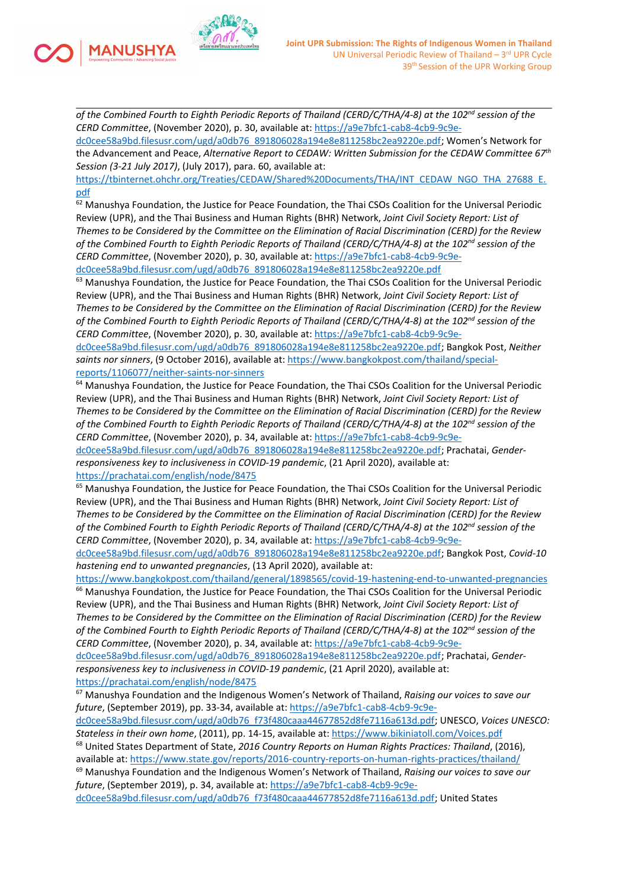*of the Combined Fourth to Eighth Periodic Reports of Thailand (CERD/C/THA/4-8) at the 102nd session of the CERD Committee*, (November 2020), p. 30, available at: https://a9e7bfc1-cab8-4cb9-9c9e-dc0cee58a9bd.filesusr.com/ugd/a0db76_891806028a194e8e811258bc2ea9220e.pdf; Women's Network for the Advancement and Peace, *Alternative Report to CEDAW: Written Submission for the CEDAW Committee 67th Session (3-21 July 2017)*, (July 2017), para. 60, available at: https://tbinternet.ohchr.org/Treaties/CEDAW/Shared%20Documents/THA/INT_CEDAW_NGO_THA_27688_E.pdf

[62] Manushya Foundation, the Justice for Peace Foundation, the Thai CSOs Coalition for the Universal Periodic Review (UPR), and the Thai Business and Human Rights (BHR) Network, *Joint Civil Society Report: List of Themes to be Considered by the Committee on the Elimination of Racial Discrimination (CERD) for the Review of the Combined Fourth to Eighth Periodic Reports of Thailand (CERD/C/THA/4-8) at the 102nd session of the CERD Committee*, (November 2020), p. 30, available at: https://a9e7bfc1-cab8-4cb9-9c9e-dc0cee58a9bd.filesusr.com/ugd/a0db76_891806028a194e8e811258bc2ea9220e.pdf

[63] Manushya Foundation, the Justice for Peace Foundation, the Thai CSOs Coalition for the Universal Periodic Review (UPR), and the Thai Business and Human Rights (BHR) Network, *Joint Civil Society Report: List of Themes to be Considered by the Committee on the Elimination of Racial Discrimination (CERD) for the Review of the Combined Fourth to Eighth Periodic Reports of Thailand (CERD/C/THA/4-8) at the 102nd session of the CERD Committee*, (November 2020), p. 30, available at: https://a9e7bfc1-cab8-4cb9-9c9e-dc0cee58a9bd.filesusr.com/ugd/a0db76_891806028a194e8e811258bc2ea9220e.pdf; Bangkok Post, *Neither saints nor sinners*, (9 October 2016), available at: https://www.bangkokpost.com/thailand/special-reports/1106077/neither-saints-nor-sinners

[64] Manushya Foundation, the Justice for Peace Foundation, the Thai CSOs Coalition for the Universal Periodic Review (UPR), and the Thai Business and Human Rights (BHR) Network, *Joint Civil Society Report: List of Themes to be Considered by the Committee on the Elimination of Racial Discrimination (CERD) for the Review of the Combined Fourth to Eighth Periodic Reports of Thailand (CERD/C/THA/4-8) at the 102nd session of the CERD Committee*, (November 2020), p. 34, available at: https://a9e7bfc1-cab8-4cb9-9c9e-dc0cee58a9bd.filesusr.com/ugd/a0db76_891806028a194e8e811258bc2ea9220e.pdf; Prachatai, *Gender-responsiveness key to inclusiveness in COVID-19 pandemic*, (21 April 2020), available at: https://prachatai.com/english/node/8475

[65] Manushya Foundation, the Justice for Peace Foundation, the Thai CSOs Coalition for the Universal Periodic Review (UPR), and the Thai Business and Human Rights (BHR) Network, *Joint Civil Society Report: List of Themes to be Considered by the Committee on the Elimination of Racial Discrimination (CERD) for the Review of the Combined Fourth to Eighth Periodic Reports of Thailand (CERD/C/THA/4-8) at the 102nd session of the CERD Committee*, (November 2020), p. 34, available at: https://a9e7bfc1-cab8-4cb9-9c9e-dc0cee58a9bd.filesusr.com/ugd/a0db76_891806028a194e8e811258bc2ea9220e.pdf; Bangkok Post, *Covid-10 hastening end to unwanted pregnancies*, (13 April 2020), available at: https://www.bangkokpost.com/thailand/general/1898565/covid-19-hastening-end-to-unwanted-pregnancies

[66] Manushya Foundation, the Justice for Peace Foundation, the Thai CSOs Coalition for the Universal Periodic Review (UPR), and the Thai Business and Human Rights (BHR) Network, *Joint Civil Society Report: List of Themes to be Considered by the Committee on the Elimination of Racial Discrimination (CERD) for the Review of the Combined Fourth to Eighth Periodic Reports of Thailand (CERD/C/THA/4-8) at the 102nd session of the CERD Committee*, (November 2020), p. 34, available at: https://a9e7bfc1-cab8-4cb9-9c9e-dc0cee58a9bd.filesusr.com/ugd/a0db76_891806028a194e8e811258bc2ea9220e.pdf; Prachatai, *Gender-responsiveness key to inclusiveness in COVID-19 pandemic*, (21 April 2020), available at: https://prachatai.com/english/node/8475

[67] Manushya Foundation and the Indigenous Women's Network of Thailand, *Raising our voices to save our future*, (September 2019), pp. 33-34, available at: https://a9e7bfc1-cab8-4cb9-9c9e-dc0cee58a9bd.filesusr.com/ugd/a0db76_f73f480caaa44677852d8fe7116a613d.pdf; UNESCO, *Voices UNESCO: Stateless in their own home*, (2011), pp. 14-15, available at: https://www.bikiniatoll.com/Voices.pdf

[68] United States Department of State, *2016 Country Reports on Human Rights Practices: Thailand*, (2016), available at: https://www.state.gov/reports/2016-country-reports-on-human-rights-practices/thailand/

[69] Manushya Foundation and the Indigenous Women's Network of Thailand, *Raising our voices to save our future*, (September 2019), p. 34, available at: https://a9e7bfc1-cab8-4cb9-9c9e-dc0cee58a9bd.filesusr.com/ugd/a0db76_f73f480caaa44677852d8fe7116a613d.pdf; United States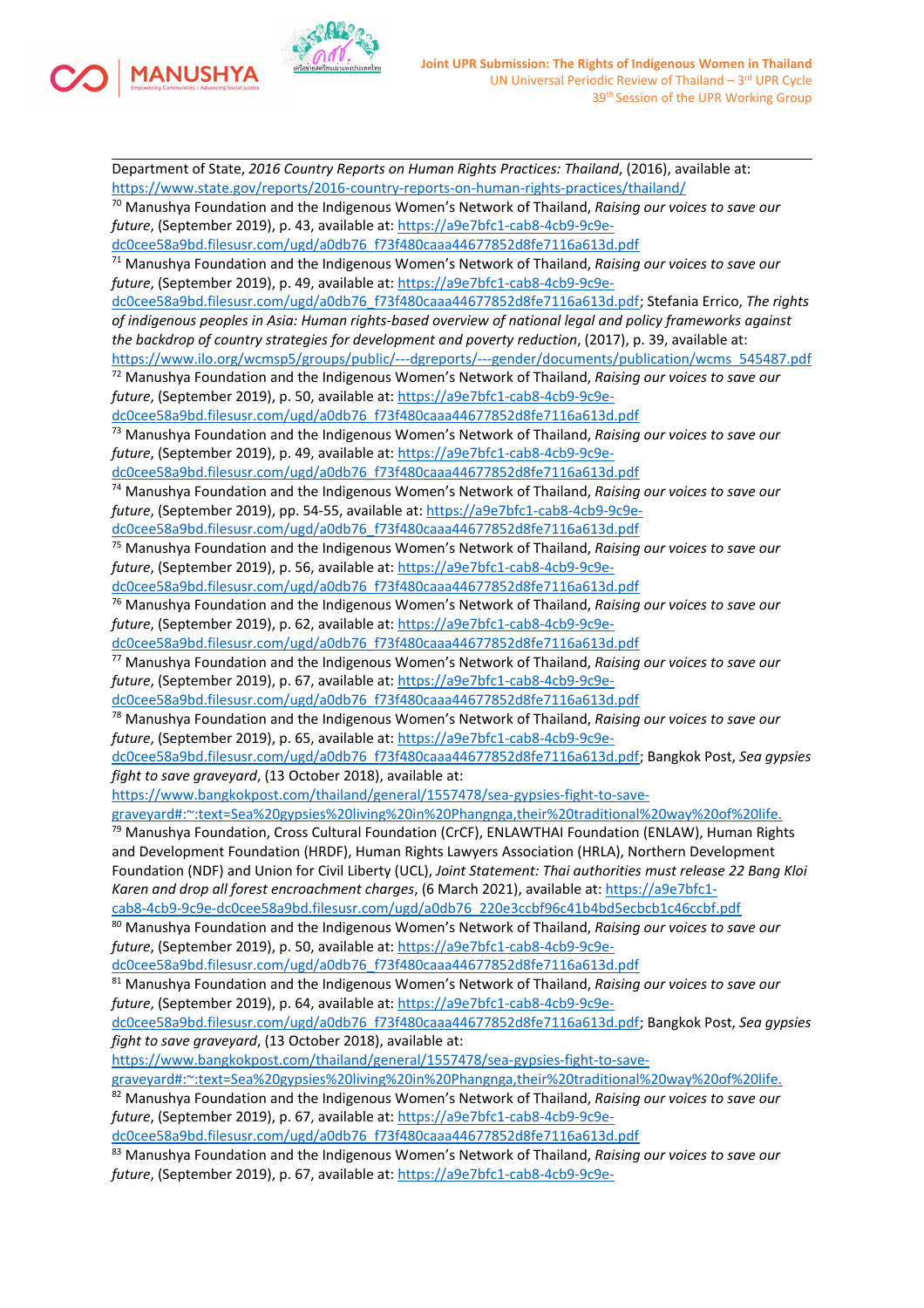Department of State, *2016 Country Reports on Human Rights Practices: Thailand*, (2016), available at: https://www.state.gov/reports/2016-country-reports-on-human-rights-practices/thailand/

[70] Manushya Foundation and the Indigenous Women's Network of Thailand, *Raising our voices to save our future*, (September 2019), p. 43, available at: https://a9e7bfc1-cab8-4cb9-9c9e-dc0cee58a9bd.filesusr.com/ugd/a0db76_f73f480caaa44677852d8fe7116a613d.pdf

[71] Manushya Foundation and the Indigenous Women's Network of Thailand, *Raising our voices to save our future*, (September 2019), p. 49, available at: https://a9e7bfc1-cab8-4cb9-9c9e-dc0cee58a9bd.filesusr.com/ugd/a0db76_f73f480caaa44677852d8fe7116a613d.pdf; Stefania Errico, *The rights of indigenous peoples in Asia: Human rights-based overview of national legal and policy frameworks against the backdrop of country strategies for development and poverty reduction*, (2017), p. 39, available at: https://www.ilo.org/wcmsp5/groups/public/---dgreports/---gender/documents/publication/wcms_545487.pdf

[72] Manushya Foundation and the Indigenous Women's Network of Thailand, *Raising our voices to save our future*, (September 2019), p. 50, available at: https://a9e7bfc1-cab8-4cb9-9c9e-dc0cee58a9bd.filesusr.com/ugd/a0db76_f73f480caaa44677852d8fe7116a613d.pdf

[73] Manushya Foundation and the Indigenous Women's Network of Thailand, *Raising our voices to save our future*, (September 2019), p. 49, available at: https://a9e7bfc1-cab8-4cb9-9c9e-dc0cee58a9bd.filesusr.com/ugd/a0db76_f73f480caaa44677852d8fe7116a613d.pdf

[74] Manushya Foundation and the Indigenous Women's Network of Thailand, *Raising our voices to save our future*, (September 2019), pp. 54-55, available at: https://a9e7bfc1-cab8-4cb9-9c9e-dc0cee58a9bd.filesusr.com/ugd/a0db76_f73f480caaa44677852d8fe7116a613d.pdf

[75] Manushya Foundation and the Indigenous Women's Network of Thailand, *Raising our voices to save our future*, (September 2019), p. 56, available at: https://a9e7bfc1-cab8-4cb9-9c9e-dc0cee58a9bd.filesusr.com/ugd/a0db76_f73f480caaa44677852d8fe7116a613d.pdf

[76] Manushya Foundation and the Indigenous Women's Network of Thailand, *Raising our voices to save our future*, (September 2019), p. 62, available at: https://a9e7bfc1-cab8-4cb9-9c9e-dc0cee58a9bd.filesusr.com/ugd/a0db76_f73f480caaa44677852d8fe7116a613d.pdf

[77] Manushya Foundation and the Indigenous Women's Network of Thailand, *Raising our voices to save our future*, (September 2019), p. 67, available at: https://a9e7bfc1-cab8-4cb9-9c9e-dc0cee58a9bd.filesusr.com/ugd/a0db76_f73f480caaa44677852d8fe7116a613d.pdf

[78] Manushya Foundation and the Indigenous Women's Network of Thailand, *Raising our voices to save our future*, (September 2019), p. 65, available at: https://a9e7bfc1-cab8-4cb9-9c9e-dc0cee58a9bd.filesusr.com/ugd/a0db76_f73f480caaa44677852d8fe7116a613d.pdf; Bangkok Post, *Sea gypsies fight to save graveyard*, (13 October 2018), available at: https://www.bangkokpost.com/thailand/general/1557478/sea-gypsies-fight-to-save-graveyard#:~:text=Sea%20gypsies%20living%20in%20Phangnga,their%20traditional%20way%20of%20life.

[79] Manushya Foundation, Cross Cultural Foundation (CrCF), ENLAWTHAI Foundation (ENLAW), Human Rights and Development Foundation (HRDF), Human Rights Lawyers Association (HRLA), Northern Development Foundation (NDF) and Union for Civil Liberty (UCL), *Joint Statement: Thai authorities must release 22 Bang Kloi Karen and drop all forest encroachment charges*, (6 March 2021), available at: https://a9e7bfc1-cab8-4cb9-9c9e-dc0cee58a9bd.filesusr.com/ugd/a0db76_220e3ccbf96c41b4bd5ecbcb1c46ccbf.pdf

[80] Manushya Foundation and the Indigenous Women's Network of Thailand, *Raising our voices to save our future*, (September 2019), p. 50, available at: https://a9e7bfc1-cab8-4cb9-9c9e-dc0cee58a9bd.filesusr.com/ugd/a0db76_f73f480caaa44677852d8fe7116a613d.pdf

[81] Manushya Foundation and the Indigenous Women's Network of Thailand, *Raising our voices to save our future*, (September 2019), p. 64, available at: https://a9e7bfc1-cab8-4cb9-9c9e-dc0cee58a9bd.filesusr.com/ugd/a0db76_f73f480caaa44677852d8fe7116a613d.pdf; Bangkok Post, *Sea gypsies fight to save graveyard*, (13 October 2018), available at: https://www.bangkokpost.com/thailand/general/1557478/sea-gypsies-fight-to-save-graveyard#:~:text=Sea%20gypsies%20living%20in%20Phangnga,their%20traditional%20way%20of%20life.

[82] Manushya Foundation and the Indigenous Women's Network of Thailand, *Raising our voices to save our future*, (September 2019), p. 67, available at: https://a9e7bfc1-cab8-4cb9-9c9e-dc0cee58a9bd.filesusr.com/ugd/a0db76_f73f480caaa44677852d8fe7116a613d.pdf

[83] Manushya Foundation and the Indigenous Women's Network of Thailand, *Raising our voices to save our future*, (September 2019), p. 67, available at: https://a9e7bfc1-cab8-4cb9-9c9e-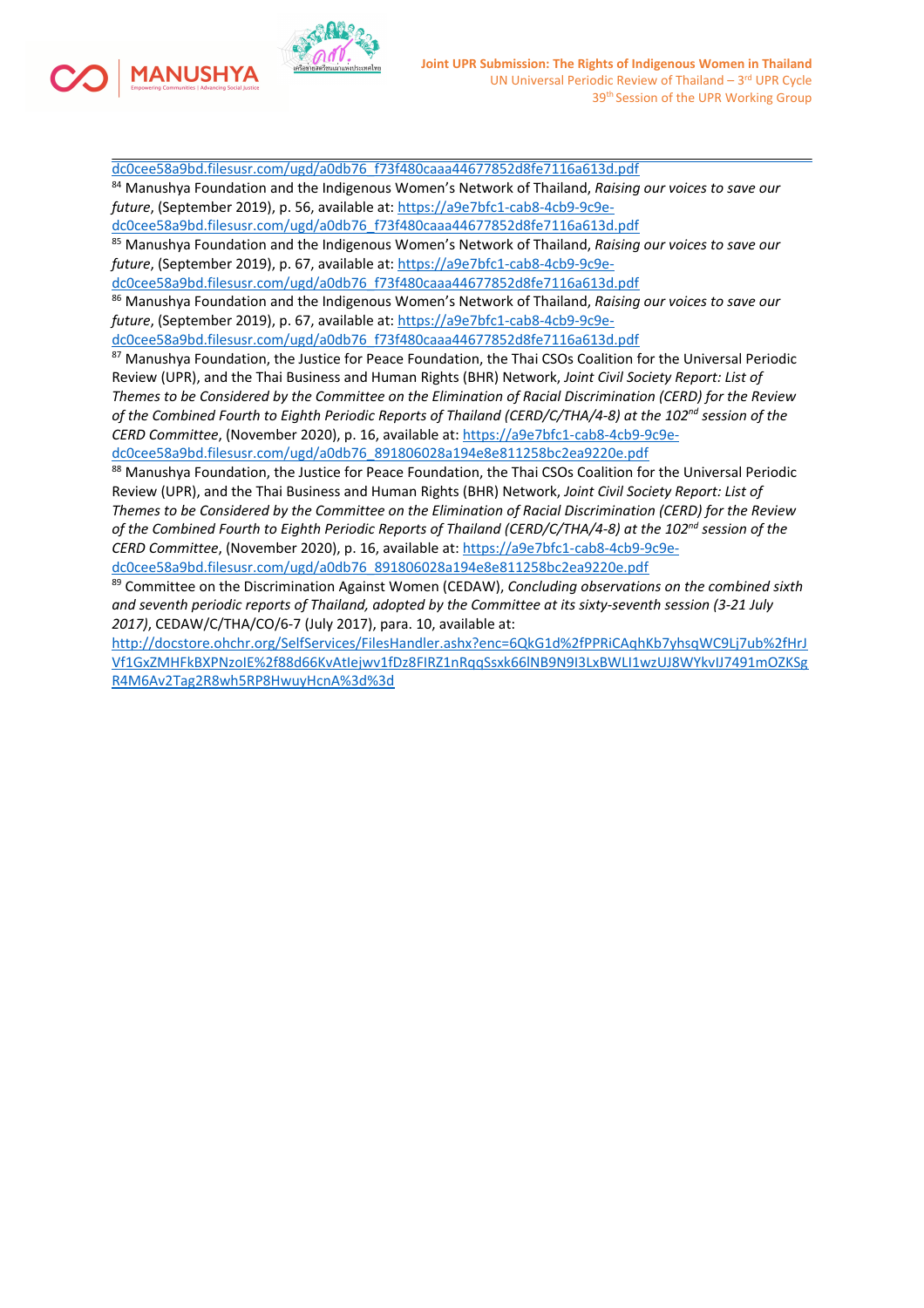dc0cee58a9bd.filesusr.com/ugd/a0db76_f73f480caaa44677852d8fe7116a613d.pdf

[84] Manushya Foundation and the Indigenous Women's Network of Thailand, *Raising our voices to save our future*, (September 2019), p. 56, available at: https://a9e7bfc1-cab8-4cb9-9c9e-dc0cee58a9bd.filesusr.com/ugd/a0db76_f73f480caaa44677852d8fe7116a613d.pdf

[85] Manushya Foundation and the Indigenous Women's Network of Thailand, *Raising our voices to save our future*, (September 2019), p. 67, available at: https://a9e7bfc1-cab8-4cb9-9c9e-dc0cee58a9bd.filesusr.com/ugd/a0db76_f73f480caaa44677852d8fe7116a613d.pdf

[86] Manushya Foundation and the Indigenous Women's Network of Thailand, *Raising our voices to save our future*, (September 2019), p. 67, available at: https://a9e7bfc1-cab8-4cb9-9c9e-dc0cee58a9bd.filesusr.com/ugd/a0db76_f73f480caaa44677852d8fe7116a613d.pdf

[87] Manushya Foundation, the Justice for Peace Foundation, the Thai CSOs Coalition for the Universal Periodic Review (UPR), and the Thai Business and Human Rights (BHR) Network, *Joint Civil Society Report: List of Themes to be Considered by the Committee on the Elimination of Racial Discrimination (CERD) for the Review of the Combined Fourth to Eighth Periodic Reports of Thailand (CERD/C/THA/4-8) at the 102nd session of the CERD Committee*, (November 2020), p. 16, available at: https://a9e7bfc1-cab8-4cb9-9c9e-dc0cee58a9bd.filesusr.com/ugd/a0db76_891806028a194e8e811258bc2ea9220e.pdf

[88] Manushya Foundation, the Justice for Peace Foundation, the Thai CSOs Coalition for the Universal Periodic Review (UPR), and the Thai Business and Human Rights (BHR) Network, *Joint Civil Society Report: List of Themes to be Considered by the Committee on the Elimination of Racial Discrimination (CERD) for the Review of the Combined Fourth to Eighth Periodic Reports of Thailand (CERD/C/THA/4-8) at the 102nd session of the CERD Committee*, (November 2020), p. 16, available at: https://a9e7bfc1-cab8-4cb9-9c9e-dc0cee58a9bd.filesusr.com/ugd/a0db76_891806028a194e8e811258bc2ea9220e.pdf

[89] Committee on the Discrimination Against Women (CEDAW), *Concluding observations on the combined sixth and seventh periodic reports of Thailand, adopted by the Committee at its sixty-seventh session (3-21 July 2017)*, CEDAW/C/THA/CO/6-7 (July 2017), para. 10, available at: http://docstore.ohchr.org/SelfServices/FilesHandler.ashx?enc=6QkG1d%2fPPRiCAqhKb7yhsqWC9Lj7ub%2fHrJVf1GxZMHFkBXPNzoIE%2f88d66KvAtIejwv1fDz8FIRZ1nRqqSsxk66lNB9N9I3LxBWLI1wzUJ8WYkvIJ7491mOZKSgR4M6Av2Tag2R8wh5RP8HwuyHcnA%3d%3d